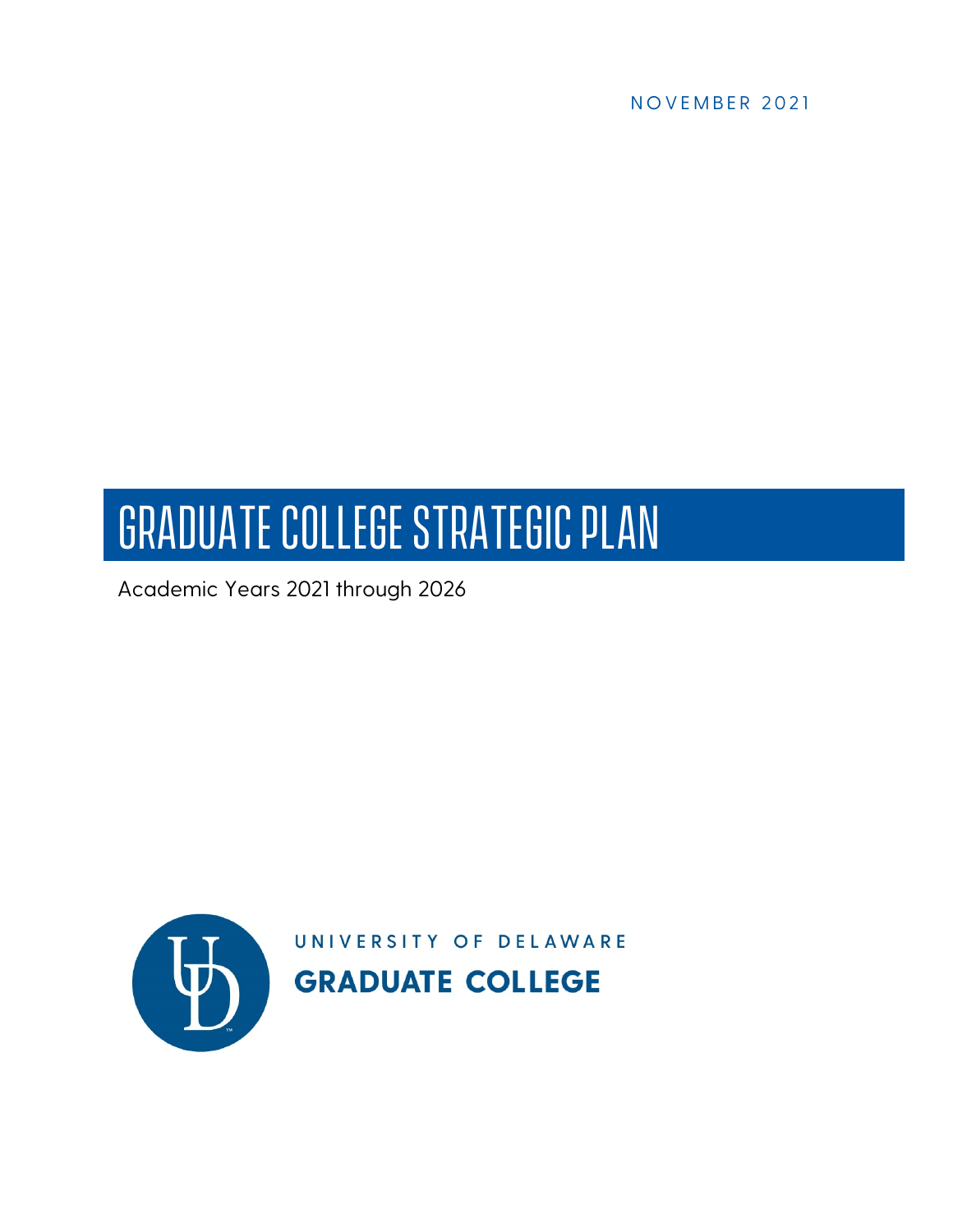NOVEMBER 2021

# GRADUATE COLLEGE STRATEGIC PLAN

Academic Years 2021 through 2026

UNIVERSITY OF DELAWARE

**GRADUATE COLLEGE**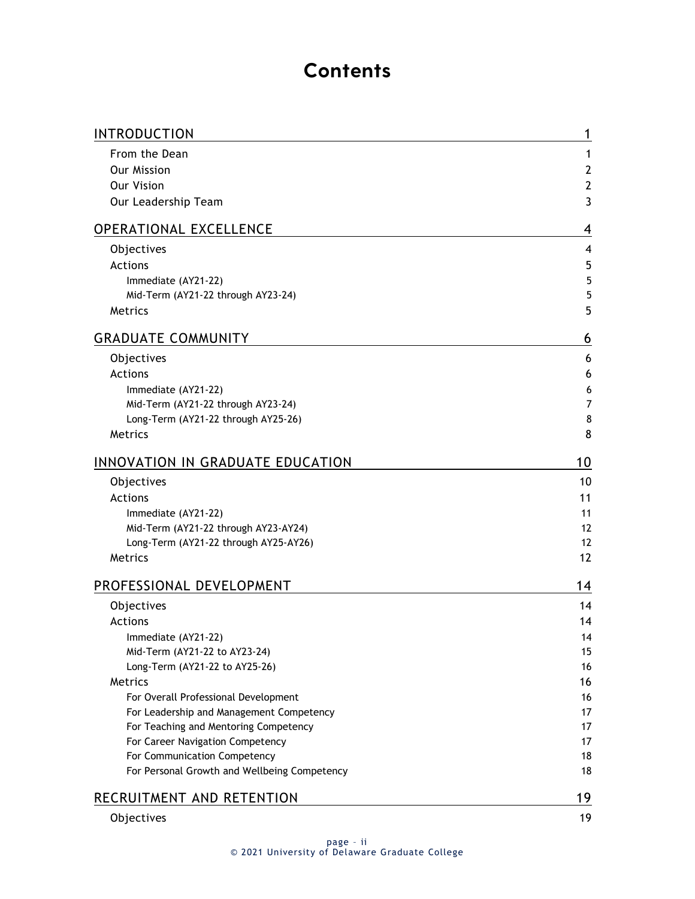# Contents

| | |
|---|---|
| INTRODUCTION | 1 |
| From the Dean | 1 |
| Our Mission | 2 |
| Our Vision | 2 |
| Our Leadership Team | 3 |
| OPERATIONAL EXCELLENCE | 4 |
| Objectives | 4 |
| Actions | 5 |
| Immediate (AY21-22) | 5 |
| Mid-Term (AY21-22 through AY23-24) | 5 |
| Metrics | 5 |
| GRADUATE COMMUNITY | 6 |
| Objectives | 6 |
| Actions | 6 |
| Immediate (AY21-22) | 6 |
| Mid-Term (AY21-22 through AY23-24) | 7 |
| Long-Term (AY21-22 through AY25-26) | 8 |
| Metrics | 8 |
| INNOVATION IN GRADUATE EDUCATION | 10 |
| Objectives | 10 |
| Actions | 11 |
| Immediate (AY21-22) | 11 |
| Mid-Term (AY21-22 through AY23-AY24) | 12 |
| Long-Term (AY21-22 through AY25-AY26) | 12 |
| Metrics | 12 |
| PROFESSIONAL DEVELOPMENT | 14 |
| Objectives | 14 |
| Actions | 14 |
| Immediate (AY21-22) | 14 |
| Mid-Term (AY21-22 to AY23-24) | 15 |
| Long-Term (AY21-22 to AY25-26) | 16 |
| Metrics | 16 |
| For Overall Professional Development | 16 |
| For Leadership and Management Competency | 17 |
| For Teaching and Mentoring Competency | 17 |
| For Career Navigation Competency | 17 |
| For Communication Competency | 18 |
| For Personal Growth and Wellbeing Competency | 18 |
| RECRUITMENT AND RETENTION | 19 |
| Objectives | 19 |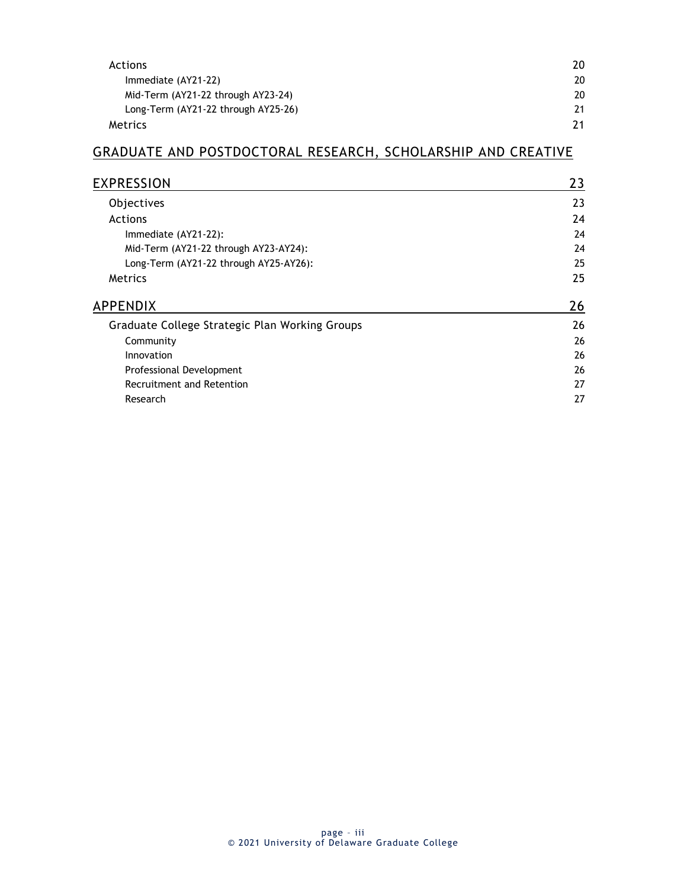- Actions 20
  - Immediate (AY21-22) 20
  - Mid-Term (AY21-22 through AY23-24) 20
  - Long-Term (AY21-22 through AY25-26) 21
- Metrics 21

GRADUATE AND POSTDOCTORAL RESEARCH, SCHOLARSHIP AND CREATIVE EXPRESSION 23

- Objectives 23
- Actions 24
  - Immediate (AY21-22): 24
  - Mid-Term (AY21-22 through AY23-AY24): 24
  - Long-Term (AY21-22 through AY25-AY26): 25
- Metrics 25

APPENDIX 26

- Graduate College Strategic Plan Working Groups 26
  - Community 26
  - Innovation 26
  - Professional Development 26
  - Recruitment and Retention 27
  - Research 27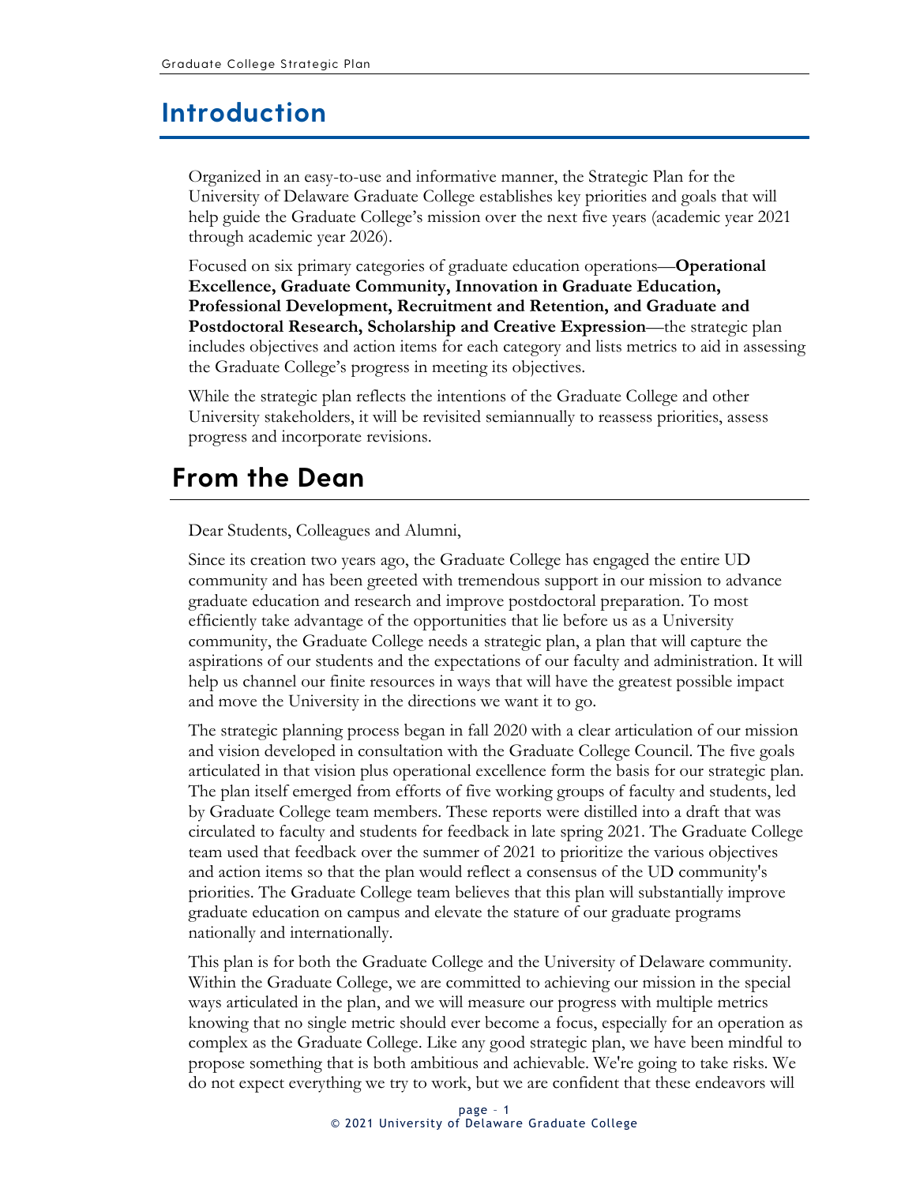# Introduction

Organized in an easy-to-use and informative manner, the Strategic Plan for the University of Delaware Graduate College establishes key priorities and goals that will help guide the Graduate College's mission over the next five years (academic year 2021 through academic year 2026).

Focused on six primary categories of graduate education operations—**Operational Excellence, Graduate Community, Innovation in Graduate Education, Professional Development, Recruitment and Retention, and Graduate and Postdoctoral Research, Scholarship and Creative Expression**—the strategic plan includes objectives and action items for each category and lists metrics to aid in assessing the Graduate College's progress in meeting its objectives.

While the strategic plan reflects the intentions of the Graduate College and other University stakeholders, it will be revisited semiannually to reassess priorities, assess progress and incorporate revisions.

# From the Dean

Dear Students, Colleagues and Alumni,

Since its creation two years ago, the Graduate College has engaged the entire UD community and has been greeted with tremendous support in our mission to advance graduate education and research and improve postdoctoral preparation. To most efficiently take advantage of the opportunities that lie before us as a University community, the Graduate College needs a strategic plan, a plan that will capture the aspirations of our students and the expectations of our faculty and administration. It will help us channel our finite resources in ways that will have the greatest possible impact and move the University in the directions we want it to go.

The strategic planning process began in fall 2020 with a clear articulation of our mission and vision developed in consultation with the Graduate College Council. The five goals articulated in that vision plus operational excellence form the basis for our strategic plan. The plan itself emerged from efforts of five working groups of faculty and students, led by Graduate College team members. These reports were distilled into a draft that was circulated to faculty and students for feedback in late spring 2021. The Graduate College team used that feedback over the summer of 2021 to prioritize the various objectives and action items so that the plan would reflect a consensus of the UD community's priorities. The Graduate College team believes that this plan will substantially improve graduate education on campus and elevate the stature of our graduate programs nationally and internationally.

This plan is for both the Graduate College and the University of Delaware community. Within the Graduate College, we are committed to achieving our mission in the special ways articulated in the plan, and we will measure our progress with multiple metrics knowing that no single metric should ever become a focus, especially for an operation as complex as the Graduate College. Like any good strategic plan, we have been mindful to propose something that is both ambitious and achievable. We're going to take risks. We do not expect everything we try to work, but we are confident that these endeavors will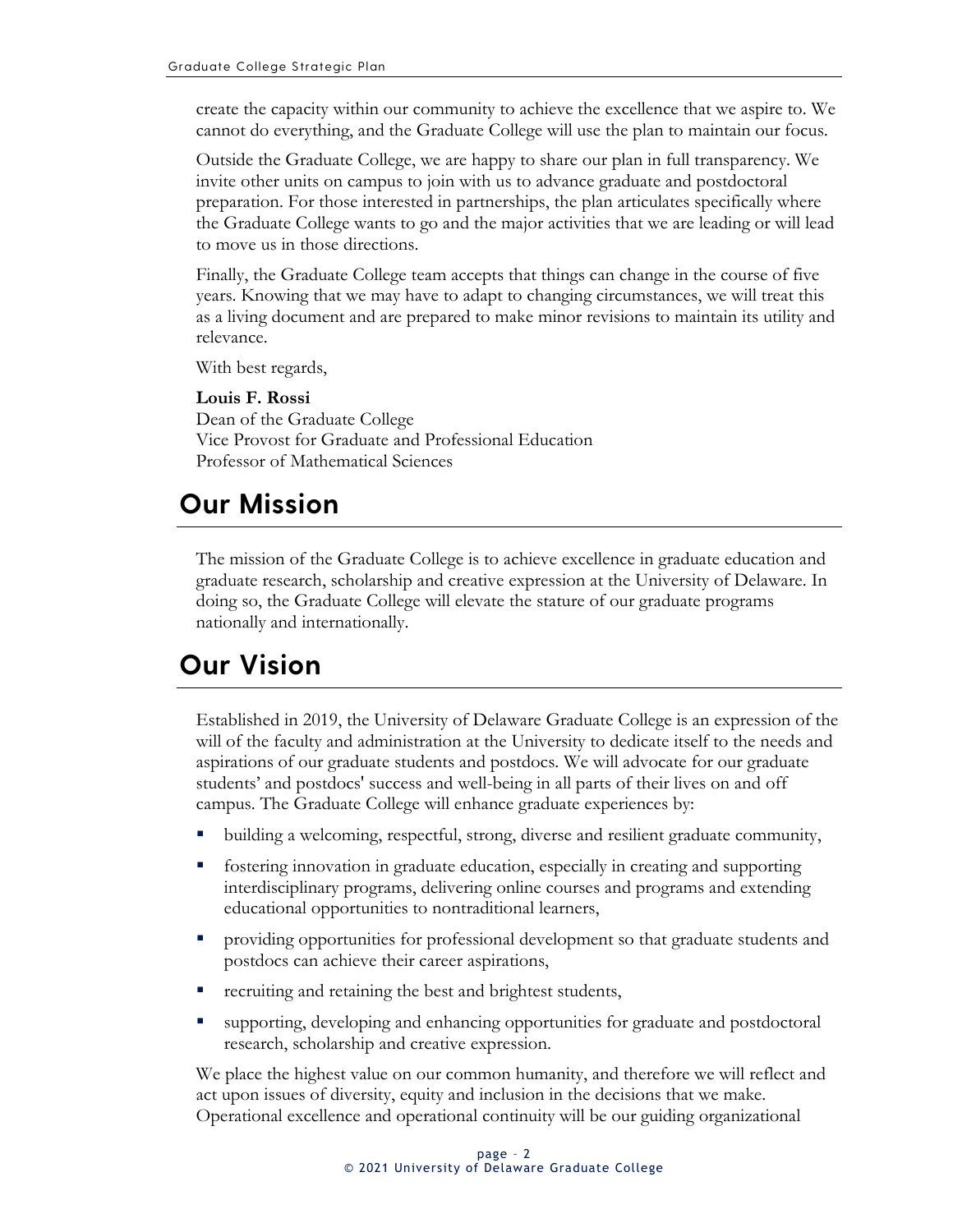create the capacity within our community to achieve the excellence that we aspire to. We cannot do everything, and the Graduate College will use the plan to maintain our focus.

Outside the Graduate College, we are happy to share our plan in full transparency. We invite other units on campus to join with us to advance graduate and postdoctoral preparation. For those interested in partnerships, the plan articulates specifically where the Graduate College wants to go and the major activities that we are leading or will lead to move us in those directions.

Finally, the Graduate College team accepts that things can change in the course of five years. Knowing that we may have to adapt to changing circumstances, we will treat this as a living document and are prepared to make minor revisions to maintain its utility and relevance.

With best regards,

**Louis F. Rossi**
Dean of the Graduate College
Vice Provost for Graduate and Professional Education
Professor of Mathematical Sciences

# Our Mission

The mission of the Graduate College is to achieve excellence in graduate education and graduate research, scholarship and creative expression at the University of Delaware. In doing so, the Graduate College will elevate the stature of our graduate programs nationally and internationally.

# Our Vision

Established in 2019, the University of Delaware Graduate College is an expression of the will of the faculty and administration at the University to dedicate itself to the needs and aspirations of our graduate students and postdocs. We will advocate for our graduate students' and postdocs' success and well-being in all parts of their lives on and off campus. The Graduate College will enhance graduate experiences by:

- building a welcoming, respectful, strong, diverse and resilient graduate community,
- fostering innovation in graduate education, especially in creating and supporting interdisciplinary programs, delivering online courses and programs and extending educational opportunities to nontraditional learners,
- providing opportunities for professional development so that graduate students and postdocs can achieve their career aspirations,
- recruiting and retaining the best and brightest students,
- supporting, developing and enhancing opportunities for graduate and postdoctoral research, scholarship and creative expression.

We place the highest value on our common humanity, and therefore we will reflect and act upon issues of diversity, equity and inclusion in the decisions that we make. Operational excellence and operational continuity will be our guiding organizational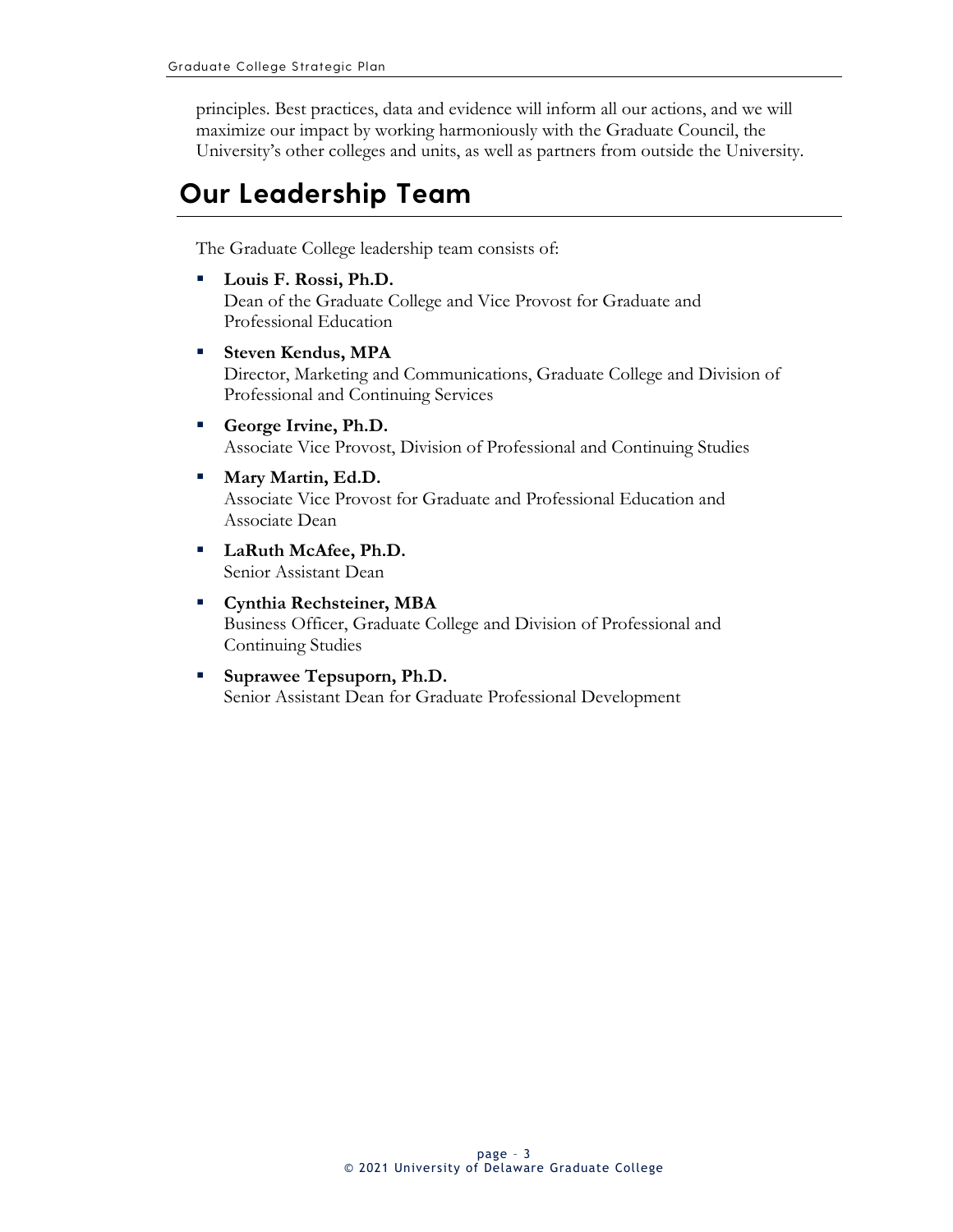principles. Best practices, data and evidence will inform all our actions, and we will maximize our impact by working harmoniously with the Graduate Council, the University's other colleges and units, as well as partners from outside the University.

## Our Leadership Team

The Graduate College leadership team consists of:

- **Louis F. Rossi, Ph.D.**
  Dean of the Graduate College and Vice Provost for Graduate and Professional Education
- **Steven Kendus, MPA**
  Director, Marketing and Communications, Graduate College and Division of Professional and Continuing Services
- **George Irvine, Ph.D.**
  Associate Vice Provost, Division of Professional and Continuing Studies
- **Mary Martin, Ed.D.**
  Associate Vice Provost for Graduate and Professional Education and Associate Dean
- **LaRuth McAfee, Ph.D.**
  Senior Assistant Dean
- **Cynthia Rechsteiner, MBA**
  Business Officer, Graduate College and Division of Professional and Continuing Studies
- **Suprawee Tepsuporn, Ph.D.**
  Senior Assistant Dean for Graduate Professional Development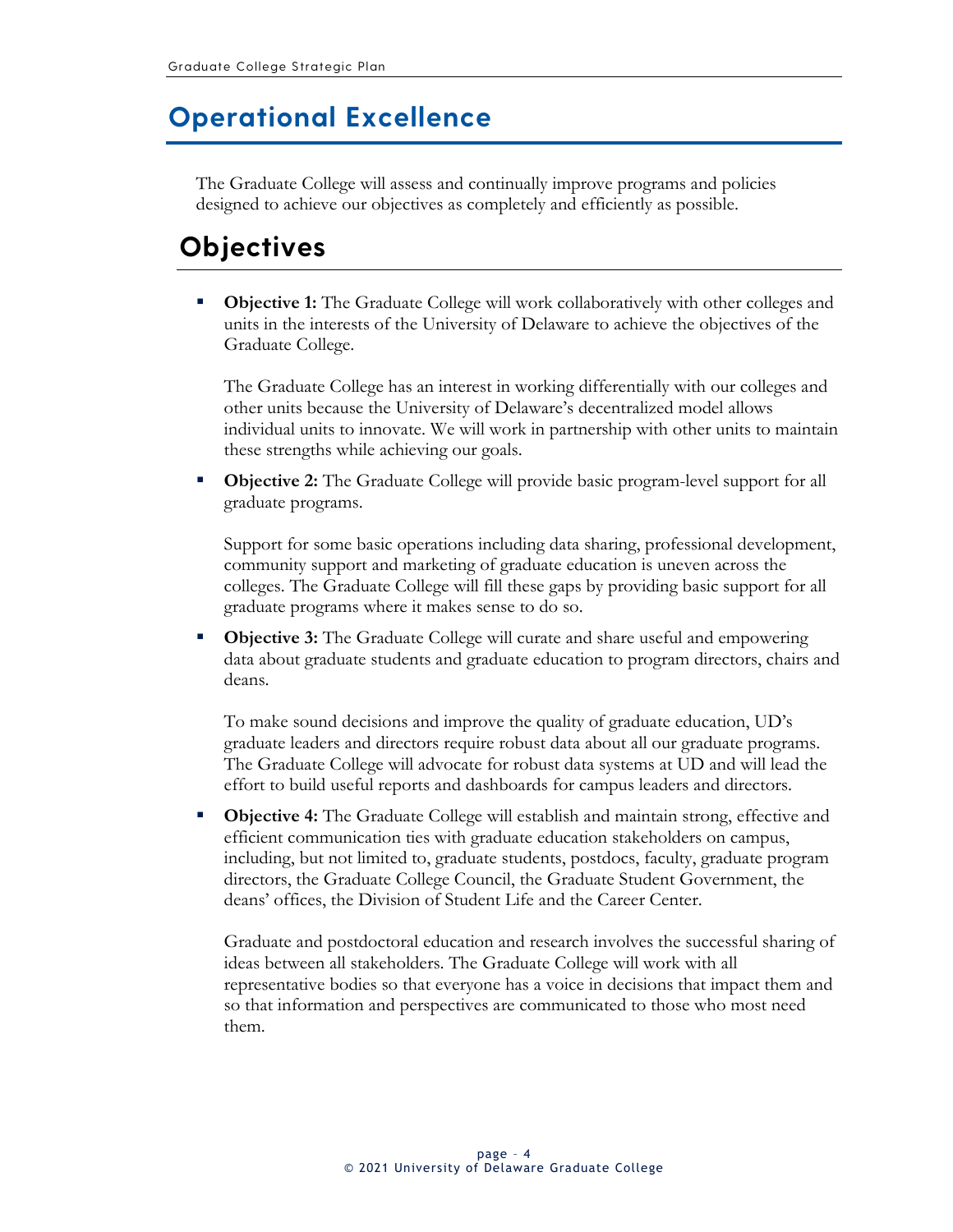# Operational Excellence

The Graduate College will assess and continually improve programs and policies designed to achieve our objectives as completely and efficiently as possible.

## Objectives

- **Objective 1:** The Graduate College will work collaboratively with other colleges and units in the interests of the University of Delaware to achieve the objectives of the Graduate College.

  The Graduate College has an interest in working differentially with our colleges and other units because the University of Delaware's decentralized model allows individual units to innovate. We will work in partnership with other units to maintain these strengths while achieving our goals.

- **Objective 2:** The Graduate College will provide basic program-level support for all graduate programs.

  Support for some basic operations including data sharing, professional development, community support and marketing of graduate education is uneven across the colleges. The Graduate College will fill these gaps by providing basic support for all graduate programs where it makes sense to do so.

- **Objective 3:** The Graduate College will curate and share useful and empowering data about graduate students and graduate education to program directors, chairs and deans.

  To make sound decisions and improve the quality of graduate education, UD's graduate leaders and directors require robust data about all our graduate programs. The Graduate College will advocate for robust data systems at UD and will lead the effort to build useful reports and dashboards for campus leaders and directors.

- **Objective 4:** The Graduate College will establish and maintain strong, effective and efficient communication ties with graduate education stakeholders on campus, including, but not limited to, graduate students, postdocs, faculty, graduate program directors, the Graduate College Council, the Graduate Student Government, the deans' offices, the Division of Student Life and the Career Center.

  Graduate and postdoctoral education and research involves the successful sharing of ideas between all stakeholders. The Graduate College will work with all representative bodies so that everyone has a voice in decisions that impact them and so that information and perspectives are communicated to those who most need them.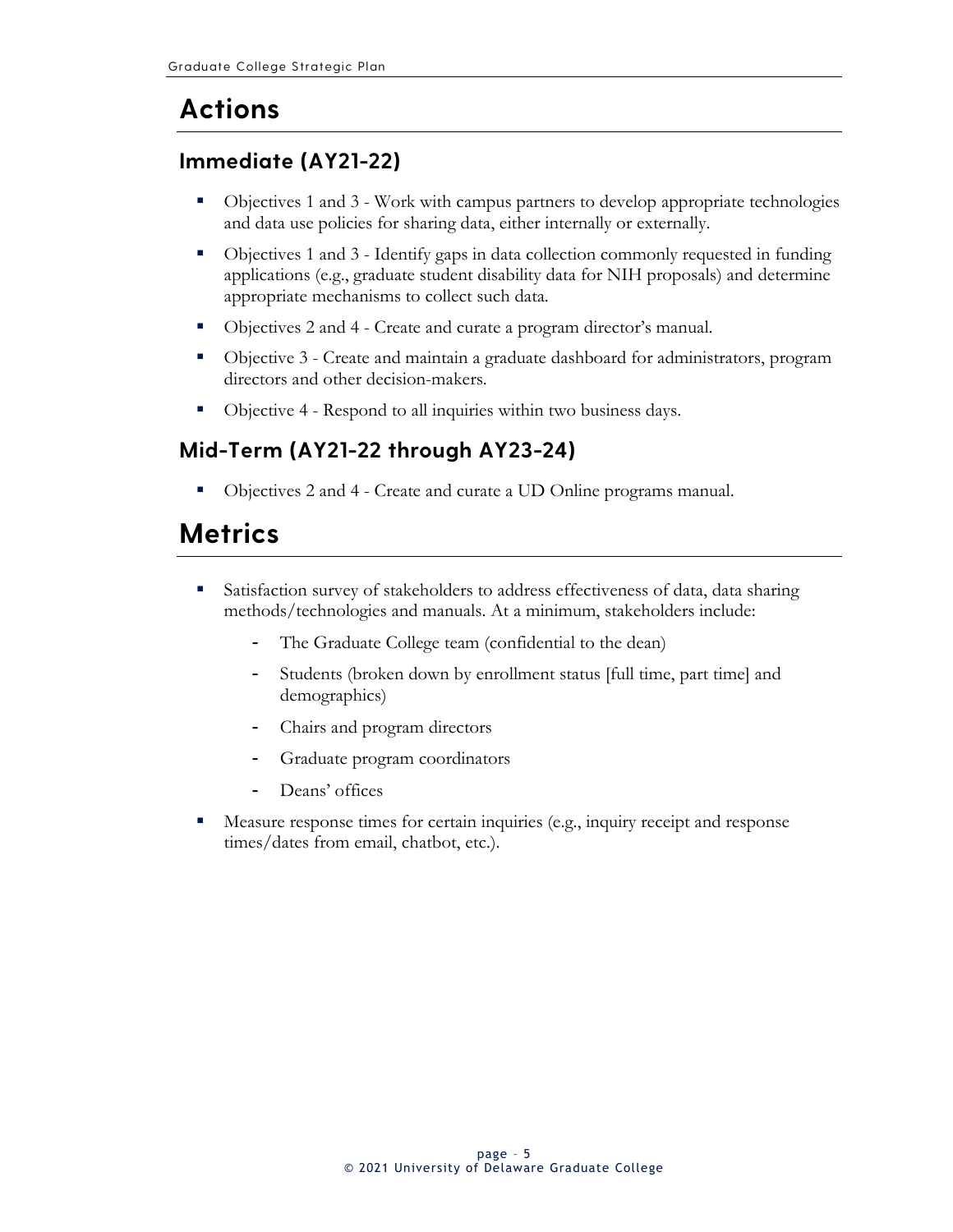## Actions

### Immediate (AY21-22)

- Objectives 1 and 3 - Work with campus partners to develop appropriate technologies and data use policies for sharing data, either internally or externally.
- Objectives 1 and 3 - Identify gaps in data collection commonly requested in funding applications (e.g., graduate student disability data for NIH proposals) and determine appropriate mechanisms to collect such data.
- Objectives 2 and 4 - Create and curate a program director's manual.
- Objective 3 - Create and maintain a graduate dashboard for administrators, program directors and other decision-makers.
- Objective 4 - Respond to all inquiries within two business days.

### Mid-Term (AY21-22 through AY23-24)

- Objectives 2 and 4 - Create and curate a UD Online programs manual.

## Metrics

- Satisfaction survey of stakeholders to address effectiveness of data, data sharing methods/technologies and manuals. At a minimum, stakeholders include:
  - The Graduate College team (confidential to the dean)
  - Students (broken down by enrollment status [full time, part time] and demographics)
  - Chairs and program directors
  - Graduate program coordinators
  - Deans' offices
- Measure response times for certain inquiries (e.g., inquiry receipt and response times/dates from email, chatbot, etc.).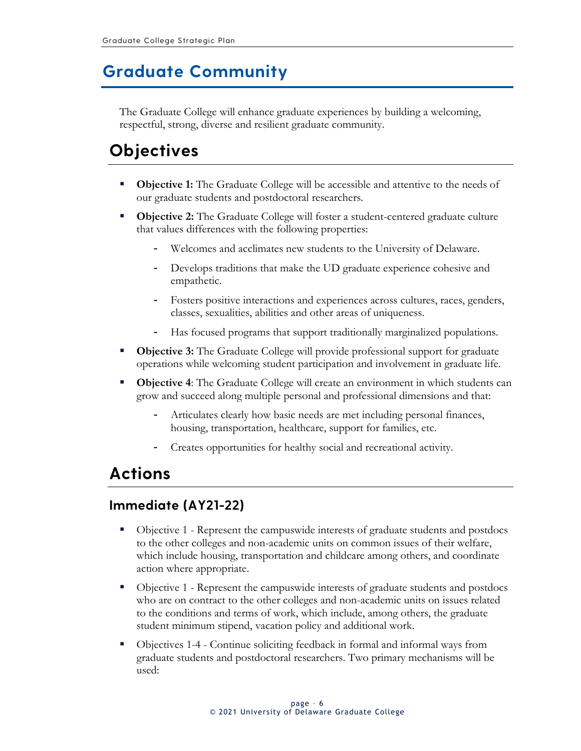# Graduate Community

The Graduate College will enhance graduate experiences by building a welcoming, respectful, strong, diverse and resilient graduate community.

## Objectives

- **Objective 1:** The Graduate College will be accessible and attentive to the needs of our graduate students and postdoctoral researchers.
- **Objective 2:** The Graduate College will foster a student-centered graduate culture that values differences with the following properties:
  - Welcomes and acclimates new students to the University of Delaware.
  - Develops traditions that make the UD graduate experience cohesive and empathetic.
  - Fosters positive interactions and experiences across cultures, races, genders, classes, sexualities, abilities and other areas of uniqueness.
  - Has focused programs that support traditionally marginalized populations.
- **Objective 3:** The Graduate College will provide professional support for graduate operations while welcoming student participation and involvement in graduate life.
- **Objective 4**: The Graduate College will create an environment in which students can grow and succeed along multiple personal and professional dimensions and that:
  - Articulates clearly how basic needs are met including personal finances, housing, transportation, healthcare, support for families, etc.
  - Creates opportunities for healthy social and recreational activity.

## Actions

### Immediate (AY21-22)

- Objective 1 - Represent the campuswide interests of graduate students and postdocs to the other colleges and non-academic units on common issues of their welfare, which include housing, transportation and childcare among others, and coordinate action where appropriate.
- Objective 1 - Represent the campuswide interests of graduate students and postdocs who are on contract to the other colleges and non-academic units on issues related to the conditions and terms of work, which include, among others, the graduate student minimum stipend, vacation policy and additional work.
- Objectives 1-4 - Continue soliciting feedback in formal and informal ways from graduate students and postdoctoral researchers. Two primary mechanisms will be used: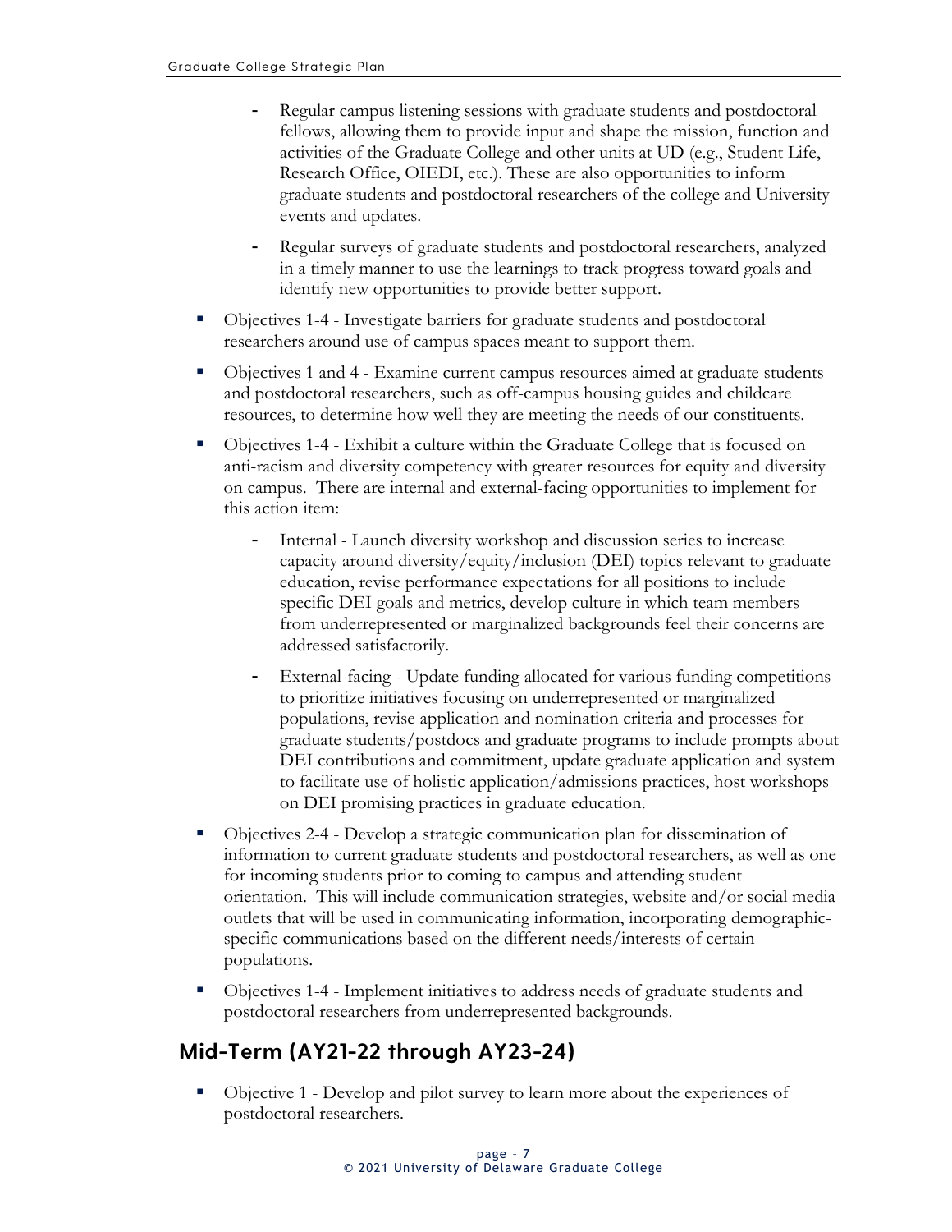- Regular campus listening sessions with graduate students and postdoctoral fellows, allowing them to provide input and shape the mission, function and activities of the Graduate College and other units at UD (e.g., Student Life, Research Office, OIEDI, etc.). These are also opportunities to inform graduate students and postdoctoral researchers of the college and University events and updates.
   - Regular surveys of graduate students and postdoctoral researchers, analyzed in a timely manner to use the learnings to track progress toward goals and identify new opportunities to provide better support.
- Objectives 1-4 - Investigate barriers for graduate students and postdoctoral researchers around use of campus spaces meant to support them.
- Objectives 1 and 4 - Examine current campus resources aimed at graduate students and postdoctoral researchers, such as off-campus housing guides and childcare resources, to determine how well they are meeting the needs of our constituents.
- Objectives 1-4 - Exhibit a culture within the Graduate College that is focused on anti-racism and diversity competency with greater resources for equity and diversity on campus. There are internal and external-facing opportunities to implement for this action item:
   - Internal - Launch diversity workshop and discussion series to increase capacity around diversity/equity/inclusion (DEI) topics relevant to graduate education, revise performance expectations for all positions to include specific DEI goals and metrics, develop culture in which team members from underrepresented or marginalized backgrounds feel their concerns are addressed satisfactorily.
   - External-facing - Update funding allocated for various funding competitions to prioritize initiatives focusing on underrepresented or marginalized populations, revise application and nomination criteria and processes for graduate students/postdocs and graduate programs to include prompts about DEI contributions and commitment, update graduate application and system to facilitate use of holistic application/admissions practices, host workshops on DEI promising practices in graduate education.
- Objectives 2-4 - Develop a strategic communication plan for dissemination of information to current graduate students and postdoctoral researchers, as well as one for incoming students prior to coming to campus and attending student orientation. This will include communication strategies, website and/or social media outlets that will be used in communicating information, incorporating demographic-specific communications based on the different needs/interests of certain populations.
- Objectives 1-4 - Implement initiatives to address needs of graduate students and postdoctoral researchers from underrepresented backgrounds.

## Mid-Term (AY21-22 through AY23-24)

- Objective 1 - Develop and pilot survey to learn more about the experiences of postdoctoral researchers.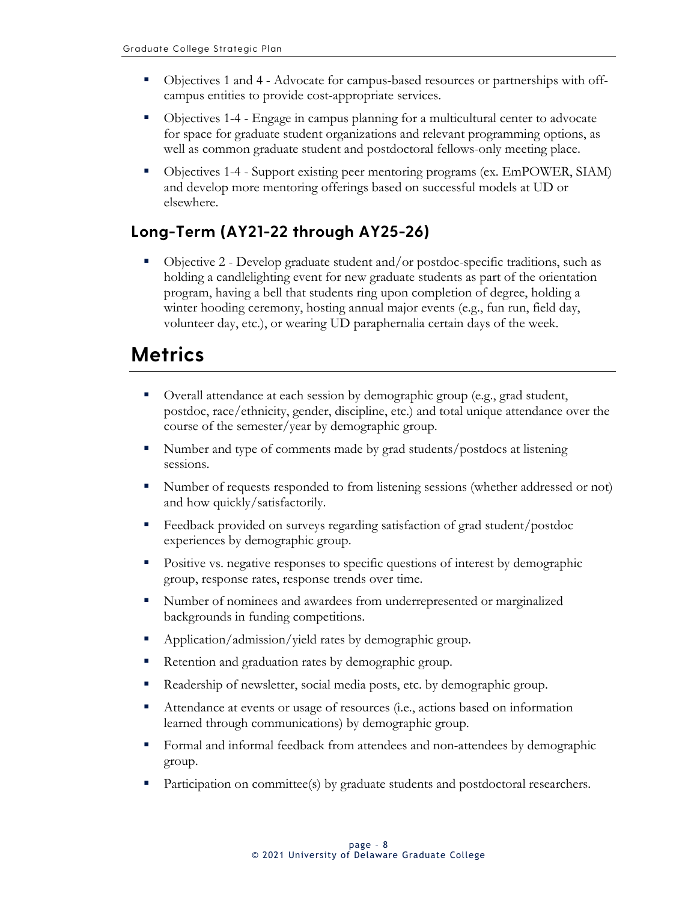- Objectives 1 and 4 - Advocate for campus-based resources or partnerships with off-campus entities to provide cost-appropriate services.
- Objectives 1-4 - Engage in campus planning for a multicultural center to advocate for space for graduate student organizations and relevant programming options, as well as common graduate student and postdoctoral fellows-only meeting place.
- Objectives 1-4 - Support existing peer mentoring programs (ex. EmPOWER, SIAM) and develop more mentoring offerings based on successful models at UD or elsewhere.

### Long-Term (AY21-22 through AY25-26)

- Objective 2 - Develop graduate student and/or postdoc-specific traditions, such as holding a candlelighting event for new graduate students as part of the orientation program, having a bell that students ring upon completion of degree, holding a winter hooding ceremony, hosting annual major events (e.g., fun run, field day, volunteer day, etc.), or wearing UD paraphernalia certain days of the week.

## Metrics

- Overall attendance at each session by demographic group (e.g., grad student, postdoc, race/ethnicity, gender, discipline, etc.) and total unique attendance over the course of the semester/year by demographic group.
- Number and type of comments made by grad students/postdocs at listening sessions.
- Number of requests responded to from listening sessions (whether addressed or not) and how quickly/satisfactorily.
- Feedback provided on surveys regarding satisfaction of grad student/postdoc experiences by demographic group.
- Positive vs. negative responses to specific questions of interest by demographic group, response rates, response trends over time.
- Number of nominees and awardees from underrepresented or marginalized backgrounds in funding competitions.
- Application/admission/yield rates by demographic group.
- Retention and graduation rates by demographic group.
- Readership of newsletter, social media posts, etc. by demographic group.
- Attendance at events or usage of resources (i.e., actions based on information learned through communications) by demographic group.
- Formal and informal feedback from attendees and non-attendees by demographic group.
- Participation on committee(s) by graduate students and postdoctoral researchers.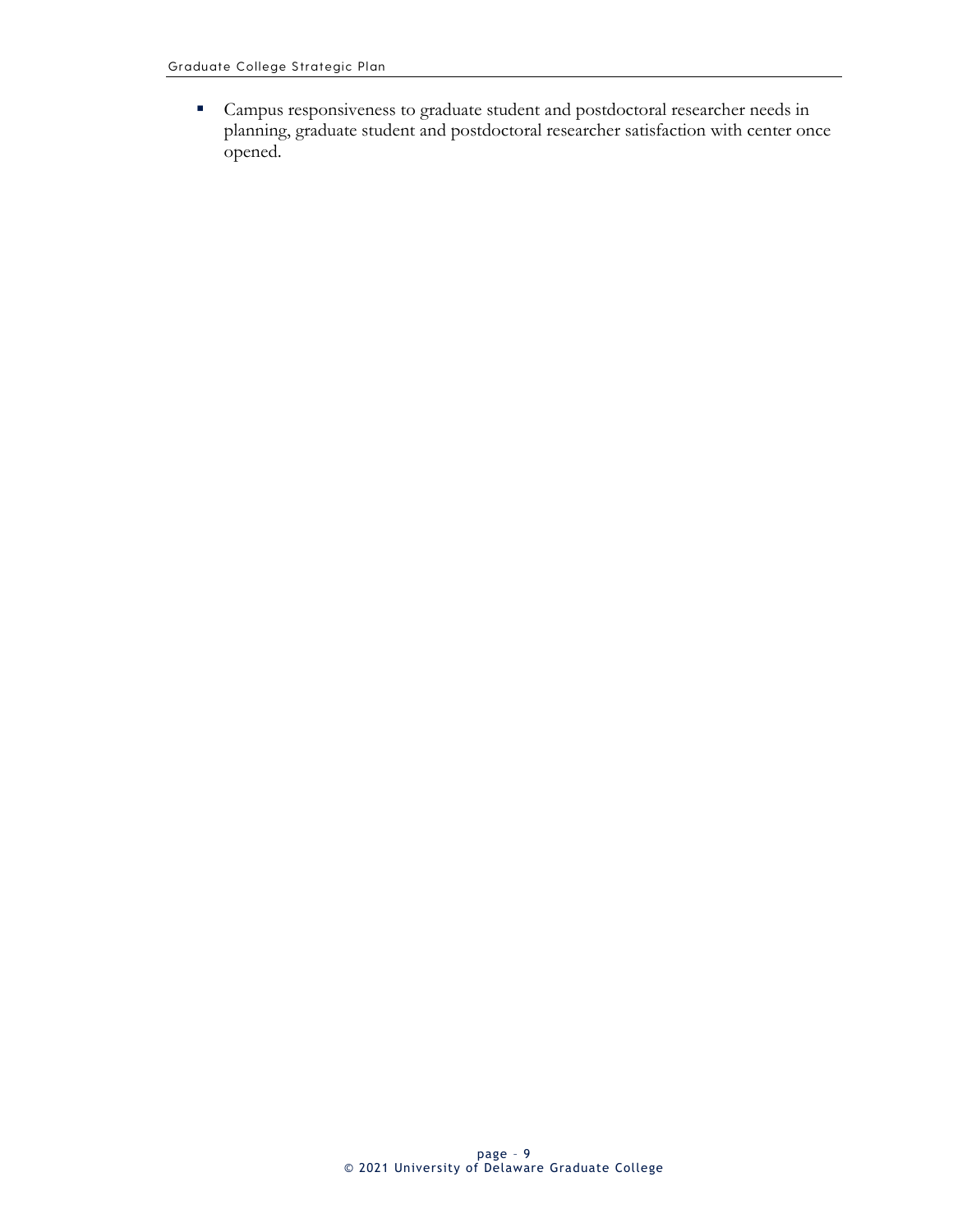- Campus responsiveness to graduate student and postdoctoral researcher needs in planning, graduate student and postdoctoral researcher satisfaction with center once opened.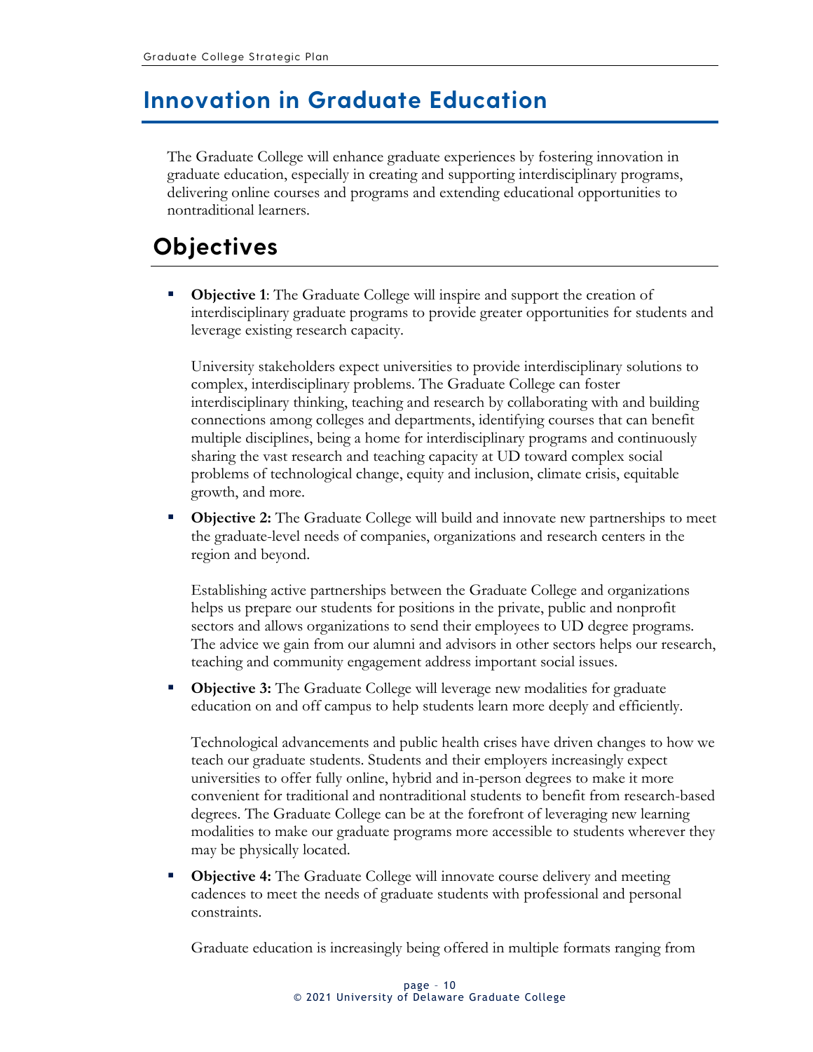# Innovation in Graduate Education

The Graduate College will enhance graduate experiences by fostering innovation in graduate education, especially in creating and supporting interdisciplinary programs, delivering online courses and programs and extending educational opportunities to nontraditional learners.

## Objectives

- **Objective 1**: The Graduate College will inspire and support the creation of interdisciplinary graduate programs to provide greater opportunities for students and leverage existing research capacity.

  University stakeholders expect universities to provide interdisciplinary solutions to complex, interdisciplinary problems. The Graduate College can foster interdisciplinary thinking, teaching and research by collaborating with and building connections among colleges and departments, identifying courses that can benefit multiple disciplines, being a home for interdisciplinary programs and continuously sharing the vast research and teaching capacity at UD toward complex social problems of technological change, equity and inclusion, climate crisis, equitable growth, and more.

- **Objective 2:** The Graduate College will build and innovate new partnerships to meet the graduate-level needs of companies, organizations and research centers in the region and beyond.

  Establishing active partnerships between the Graduate College and organizations helps us prepare our students for positions in the private, public and nonprofit sectors and allows organizations to send their employees to UD degree programs. The advice we gain from our alumni and advisors in other sectors helps our research, teaching and community engagement address important social issues.

- **Objective 3:** The Graduate College will leverage new modalities for graduate education on and off campus to help students learn more deeply and efficiently.

  Technological advancements and public health crises have driven changes to how we teach our graduate students. Students and their employers increasingly expect universities to offer fully online, hybrid and in-person degrees to make it more convenient for traditional and nontraditional students to benefit from research-based degrees. The Graduate College can be at the forefront of leveraging new learning modalities to make our graduate programs more accessible to students wherever they may be physically located.

- **Objective 4:** The Graduate College will innovate course delivery and meeting cadences to meet the needs of graduate students with professional and personal constraints.

  Graduate education is increasingly being offered in multiple formats ranging from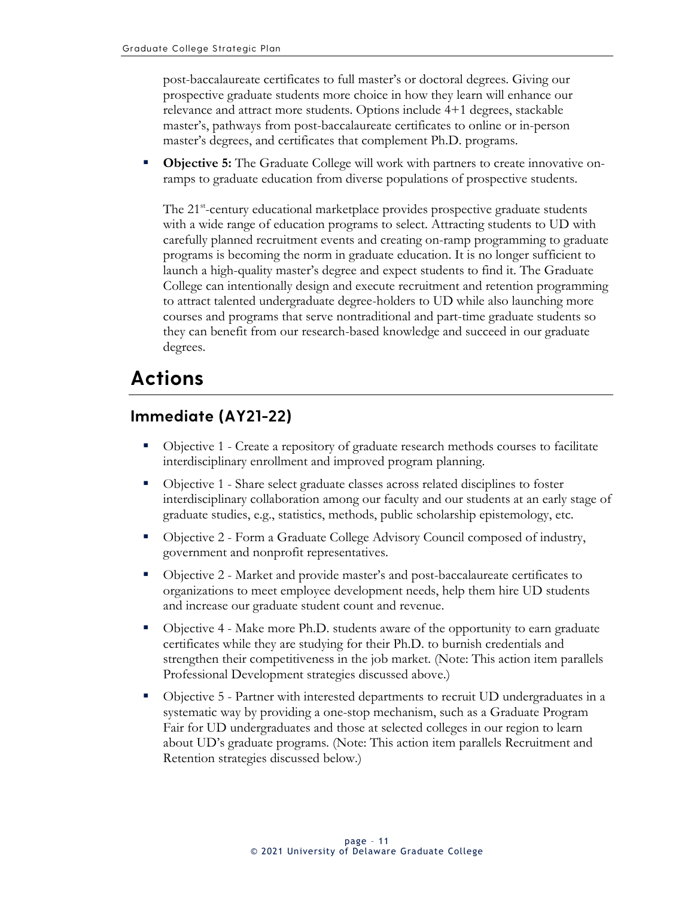post-baccalaureate certificates to full master's or doctoral degrees. Giving our prospective graduate students more choice in how they learn will enhance our relevance and attract more students. Options include 4+1 degrees, stackable master's, pathways from post-baccalaureate certificates to online or in-person master's degrees, and certificates that complement Ph.D. programs.

- **Objective 5:** The Graduate College will work with partners to create innovative on-ramps to graduate education from diverse populations of prospective students.

  The 21st-century educational marketplace provides prospective graduate students with a wide range of education programs to select. Attracting students to UD with carefully planned recruitment events and creating on-ramp programming to graduate programs is becoming the norm in graduate education. It is no longer sufficient to launch a high-quality master's degree and expect students to find it. The Graduate College can intentionally design and execute recruitment and retention programming to attract talented undergraduate degree-holders to UD while also launching more courses and programs that serve nontraditional and part-time graduate students so they can benefit from our research-based knowledge and succeed in our graduate degrees.

# Actions

## Immediate (AY21-22)

- Objective 1 - Create a repository of graduate research methods courses to facilitate interdisciplinary enrollment and improved program planning.
- Objective 1 - Share select graduate classes across related disciplines to foster interdisciplinary collaboration among our faculty and our students at an early stage of graduate studies, e.g., statistics, methods, public scholarship epistemology, etc.
- Objective 2 - Form a Graduate College Advisory Council composed of industry, government and nonprofit representatives.
- Objective 2 - Market and provide master's and post-baccalaureate certificates to organizations to meet employee development needs, help them hire UD students and increase our graduate student count and revenue.
- Objective 4 - Make more Ph.D. students aware of the opportunity to earn graduate certificates while they are studying for their Ph.D. to burnish credentials and strengthen their competitiveness in the job market. (Note: This action item parallels Professional Development strategies discussed above.)
- Objective 5 - Partner with interested departments to recruit UD undergraduates in a systematic way by providing a one-stop mechanism, such as a Graduate Program Fair for UD undergraduates and those at selected colleges in our region to learn about UD's graduate programs. (Note: This action item parallels Recruitment and Retention strategies discussed below.)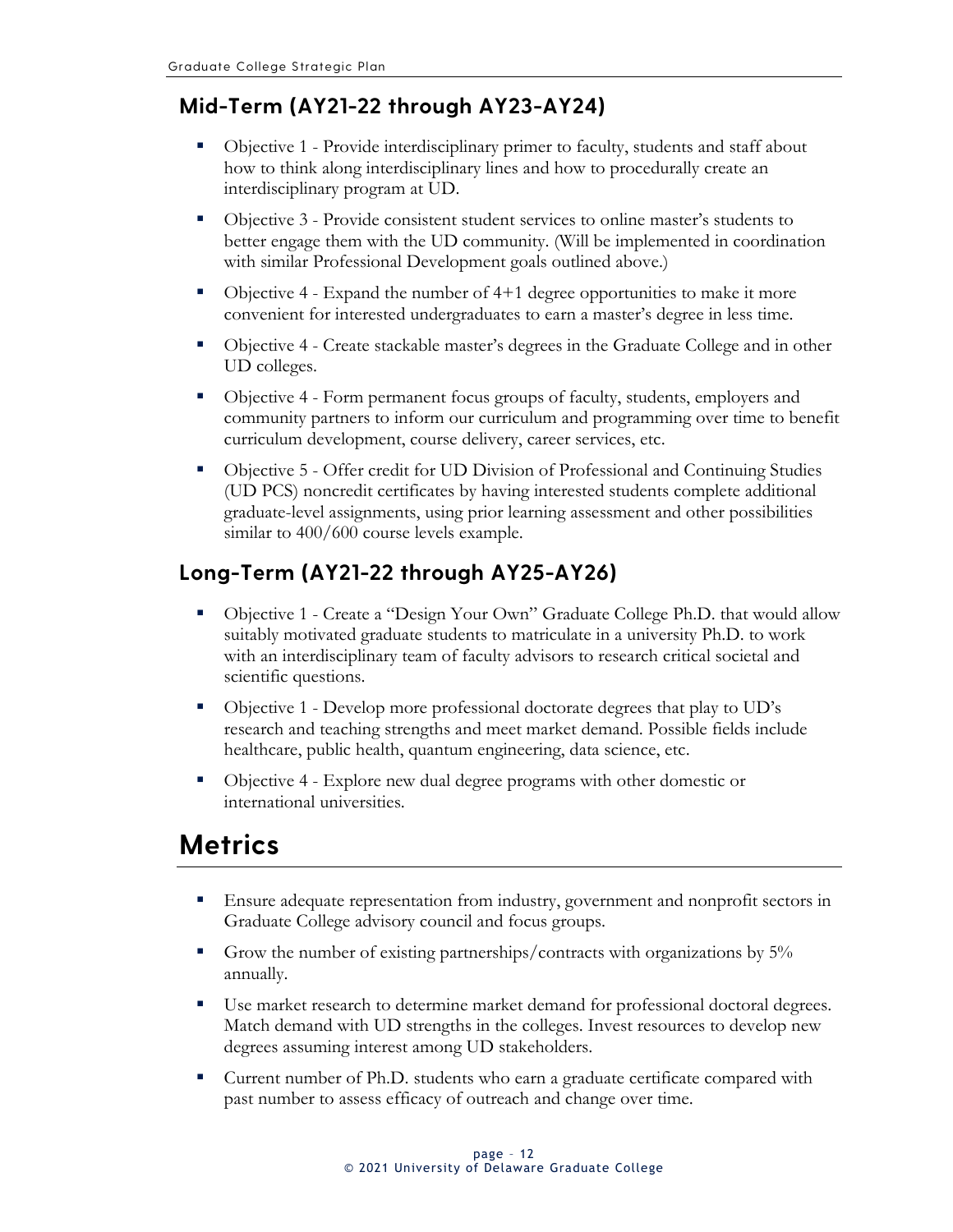## Mid-Term (AY21-22 through AY23-AY24)

- Objective 1 - Provide interdisciplinary primer to faculty, students and staff about how to think along interdisciplinary lines and how to procedurally create an interdisciplinary program at UD.
- Objective 3 - Provide consistent student services to online master's students to better engage them with the UD community. (Will be implemented in coordination with similar Professional Development goals outlined above.)
- Objective 4 - Expand the number of 4+1 degree opportunities to make it more convenient for interested undergraduates to earn a master's degree in less time.
- Objective 4 - Create stackable master's degrees in the Graduate College and in other UD colleges.
- Objective 4 - Form permanent focus groups of faculty, students, employers and community partners to inform our curriculum and programming over time to benefit curriculum development, course delivery, career services, etc.
- Objective 5 - Offer credit for UD Division of Professional and Continuing Studies (UD PCS) noncredit certificates by having interested students complete additional graduate-level assignments, using prior learning assessment and other possibilities similar to 400/600 course levels example.

## Long-Term (AY21-22 through AY25-AY26)

- Objective 1 - Create a "Design Your Own" Graduate College Ph.D. that would allow suitably motivated graduate students to matriculate in a university Ph.D. to work with an interdisciplinary team of faculty advisors to research critical societal and scientific questions.
- Objective 1 - Develop more professional doctorate degrees that play to UD's research and teaching strengths and meet market demand. Possible fields include healthcare, public health, quantum engineering, data science, etc.
- Objective 4 - Explore new dual degree programs with other domestic or international universities.

# Metrics

- Ensure adequate representation from industry, government and nonprofit sectors in Graduate College advisory council and focus groups.
- Grow the number of existing partnerships/contracts with organizations by 5% annually.
- Use market research to determine market demand for professional doctoral degrees. Match demand with UD strengths in the colleges. Invest resources to develop new degrees assuming interest among UD stakeholders.
- Current number of Ph.D. students who earn a graduate certificate compared with past number to assess efficacy of outreach and change over time.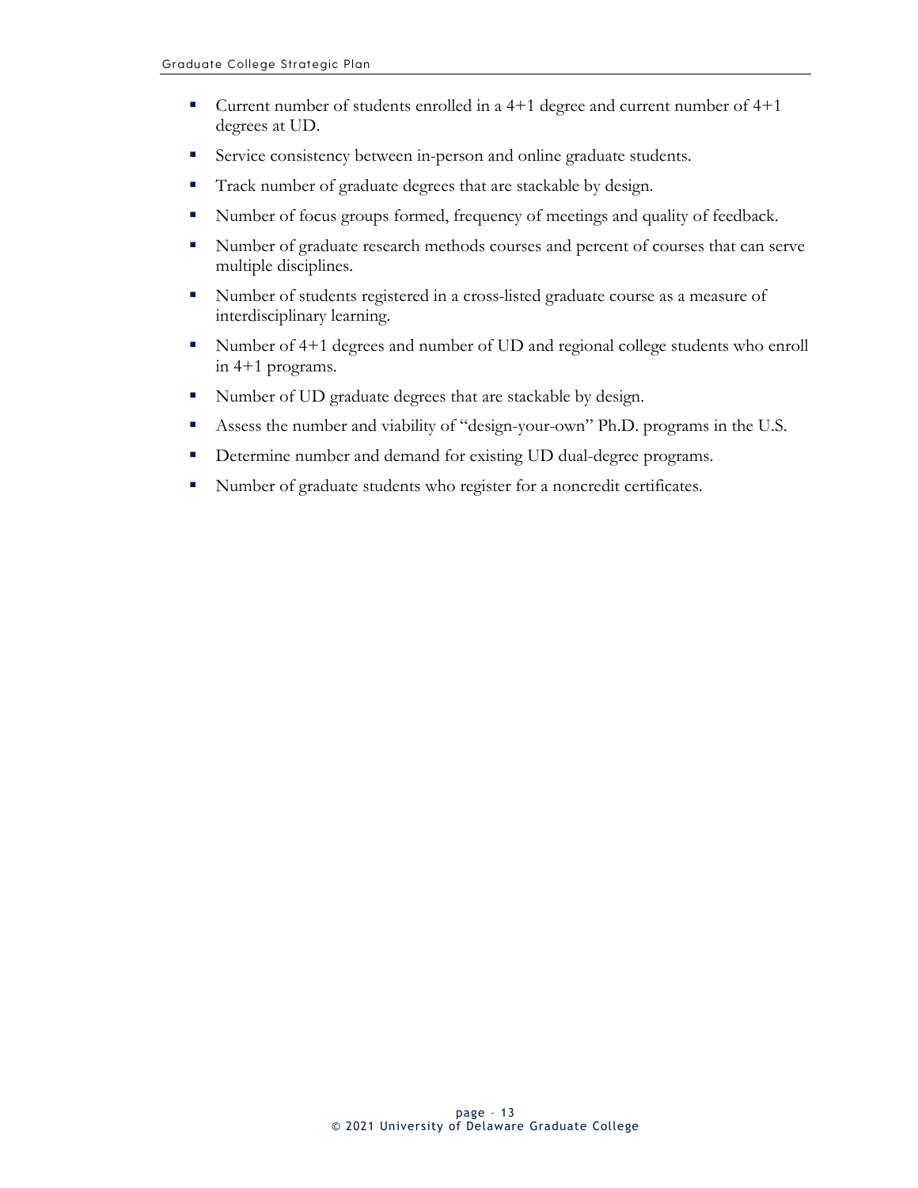- Current number of students enrolled in a 4+1 degree and current number of 4+1 degrees at UD.
- Service consistency between in-person and online graduate students.
- Track number of graduate degrees that are stackable by design.
- Number of focus groups formed, frequency of meetings and quality of feedback.
- Number of graduate research methods courses and percent of courses that can serve multiple disciplines.
- Number of students registered in a cross-listed graduate course as a measure of interdisciplinary learning.
- Number of 4+1 degrees and number of UD and regional college students who enroll in 4+1 programs.
- Number of UD graduate degrees that are stackable by design.
- Assess the number and viability of "design-your-own" Ph.D. programs in the U.S.
- Determine number and demand for existing UD dual-degree programs.
- Number of graduate students who register for a noncredit certificates.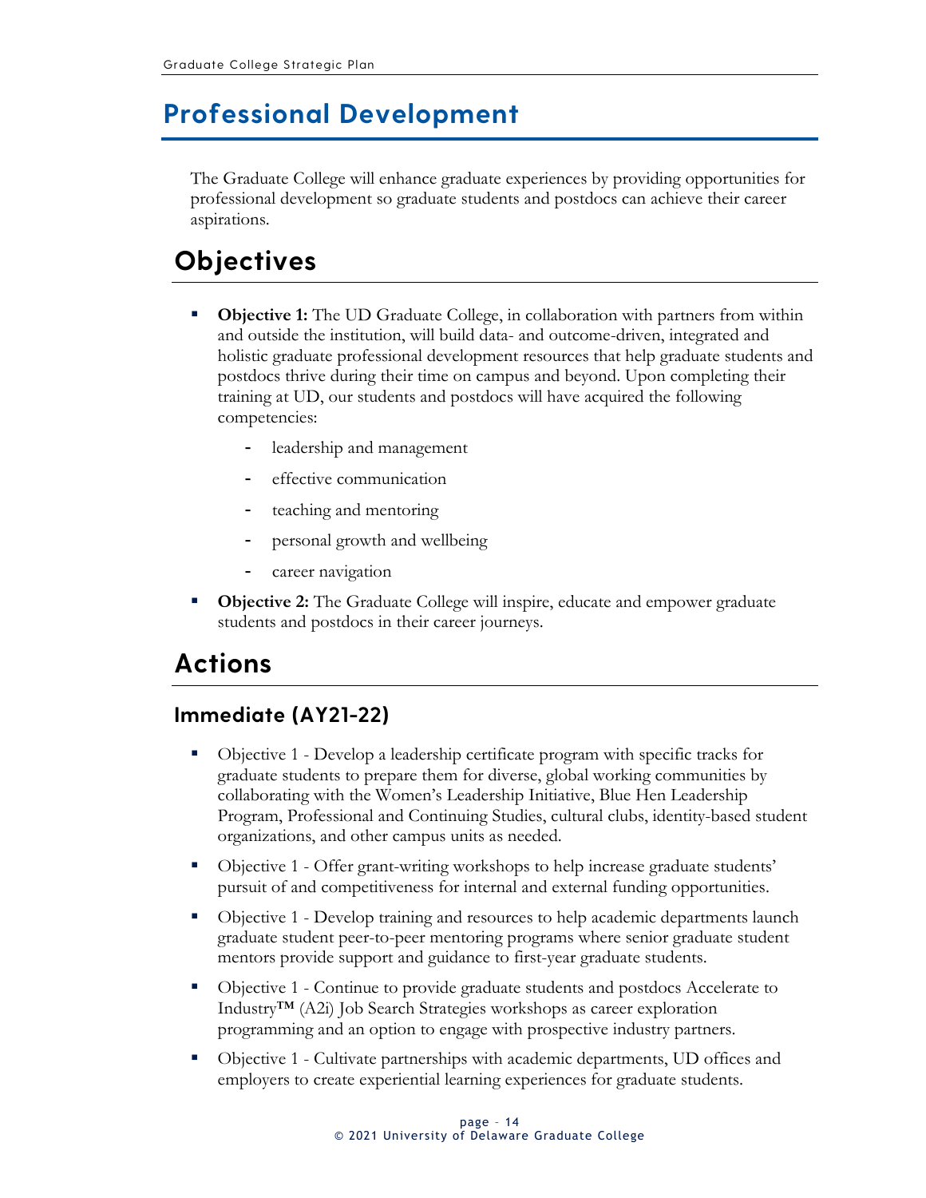# Professional Development

The Graduate College will enhance graduate experiences by providing opportunities for professional development so graduate students and postdocs can achieve their career aspirations.

## Objectives

- **Objective 1:** The UD Graduate College, in collaboration with partners from within and outside the institution, will build data- and outcome-driven, integrated and holistic graduate professional development resources that help graduate students and postdocs thrive during their time on campus and beyond. Upon completing their training at UD, our students and postdocs will have acquired the following competencies:
  - leadership and management
  - effective communication
  - teaching and mentoring
  - personal growth and wellbeing
  - career navigation
- **Objective 2:** The Graduate College will inspire, educate and empower graduate students and postdocs in their career journeys.

## Actions

### Immediate (AY21-22)

- Objective 1 - Develop a leadership certificate program with specific tracks for graduate students to prepare them for diverse, global working communities by collaborating with the Women's Leadership Initiative, Blue Hen Leadership Program, Professional and Continuing Studies, cultural clubs, identity-based student organizations, and other campus units as needed.
- Objective 1 - Offer grant-writing workshops to help increase graduate students' pursuit of and competitiveness for internal and external funding opportunities.
- Objective 1 - Develop training and resources to help academic departments launch graduate student peer-to-peer mentoring programs where senior graduate student mentors provide support and guidance to first-year graduate students.
- Objective 1 - Continue to provide graduate students and postdocs Accelerate to Industry™ (A2i) Job Search Strategies workshops as career exploration programming and an option to engage with prospective industry partners.
- Objective 1 - Cultivate partnerships with academic departments, UD offices and employers to create experiential learning experiences for graduate students.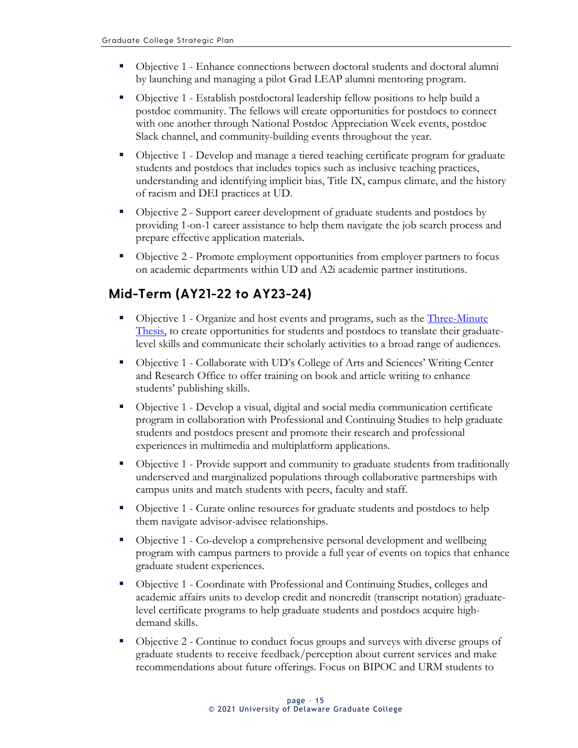- Objective 1 - Enhance connections between doctoral students and doctoral alumni by launching and managing a pilot Grad LEAP alumni mentoring program.
- Objective 1 - Establish postdoctoral leadership fellow positions to help build a postdoc community. The fellows will create opportunities for postdocs to connect with one another through National Postdoc Appreciation Week events, postdoc Slack channel, and community-building events throughout the year.
- Objective 1 - Develop and manage a tiered teaching certificate program for graduate students and postdocs that includes topics such as inclusive teaching practices, understanding and identifying implicit bias, Title IX, campus climate, and the history of racism and DEI practices at UD.
- Objective 2 - Support career development of graduate students and postdocs by providing 1-on-1 career assistance to help them navigate the job search process and prepare effective application materials.
- Objective 2 - Promote employment opportunities from employer partners to focus on academic departments within UD and A2i academic partner institutions.

## Mid-Term (AY21-22 to AY23-24)

- Objective 1 - Organize and host events and programs, such as the Three-Minute Thesis, to create opportunities for students and postdocs to translate their graduate-level skills and communicate their scholarly activities to a broad range of audiences.
- Objective 1 - Collaborate with UD's College of Arts and Sciences' Writing Center and Research Office to offer training on book and article writing to enhance students' publishing skills.
- Objective 1 - Develop a visual, digital and social media communication certificate program in collaboration with Professional and Continuing Studies to help graduate students and postdocs present and promote their research and professional experiences in multimedia and multiplatform applications.
- Objective 1 - Provide support and community to graduate students from traditionally underserved and marginalized populations through collaborative partnerships with campus units and match students with peers, faculty and staff.
- Objective 1 - Curate online resources for graduate students and postdocs to help them navigate advisor-advisee relationships.
- Objective 1 - Co-develop a comprehensive personal development and wellbeing program with campus partners to provide a full year of events on topics that enhance graduate student experiences.
- Objective 1 - Coordinate with Professional and Continuing Studies, colleges and academic affairs units to develop credit and noncredit (transcript notation) graduate-level certificate programs to help graduate students and postdocs acquire high-demand skills.
- Objective 2 - Continue to conduct focus groups and surveys with diverse groups of graduate students to receive feedback/perception about current services and make recommendations about future offerings. Focus on BIPOC and URM students to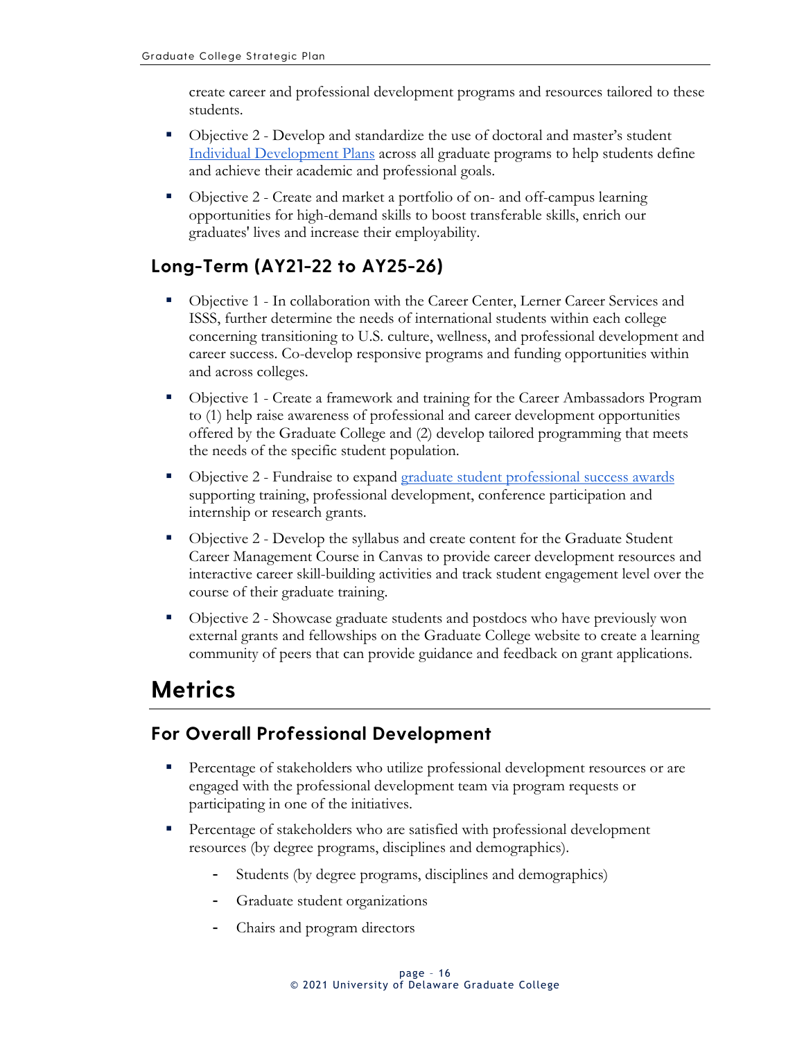create career and professional development programs and resources tailored to these students.

- Objective 2 - Develop and standardize the use of doctoral and master's student [Individual Development Plans]() across all graduate programs to help students define and achieve their academic and professional goals.
- Objective 2 - Create and market a portfolio of on- and off-campus learning opportunities for high-demand skills to boost transferable skills, enrich our graduates' lives and increase their employability.

## Long-Term (AY21-22 to AY25-26)

- Objective 1 - In collaboration with the Career Center, Lerner Career Services and ISSS, further determine the needs of international students within each college concerning transitioning to U.S. culture, wellness, and professional development and career success. Co-develop responsive programs and funding opportunities within and across colleges.
- Objective 1 - Create a framework and training for the Career Ambassadors Program to (1) help raise awareness of professional and career development opportunities offered by the Graduate College and (2) develop tailored programming that meets the needs of the specific student population.
- Objective 2 - Fundraise to expand [graduate student professional success awards]() supporting training, professional development, conference participation and internship or research grants.
- Objective 2 - Develop the syllabus and create content for the Graduate Student Career Management Course in Canvas to provide career development resources and interactive career skill-building activities and track student engagement level over the course of their graduate training.
- Objective 2 - Showcase graduate students and postdocs who have previously won external grants and fellowships on the Graduate College website to create a learning community of peers that can provide guidance and feedback on grant applications.

# Metrics

## For Overall Professional Development

- Percentage of stakeholders who utilize professional development resources or are engaged with the professional development team via program requests or participating in one of the initiatives.
- Percentage of stakeholders who are satisfied with professional development resources (by degree programs, disciplines and demographics).
  - Students (by degree programs, disciplines and demographics)
  - Graduate student organizations
  - Chairs and program directors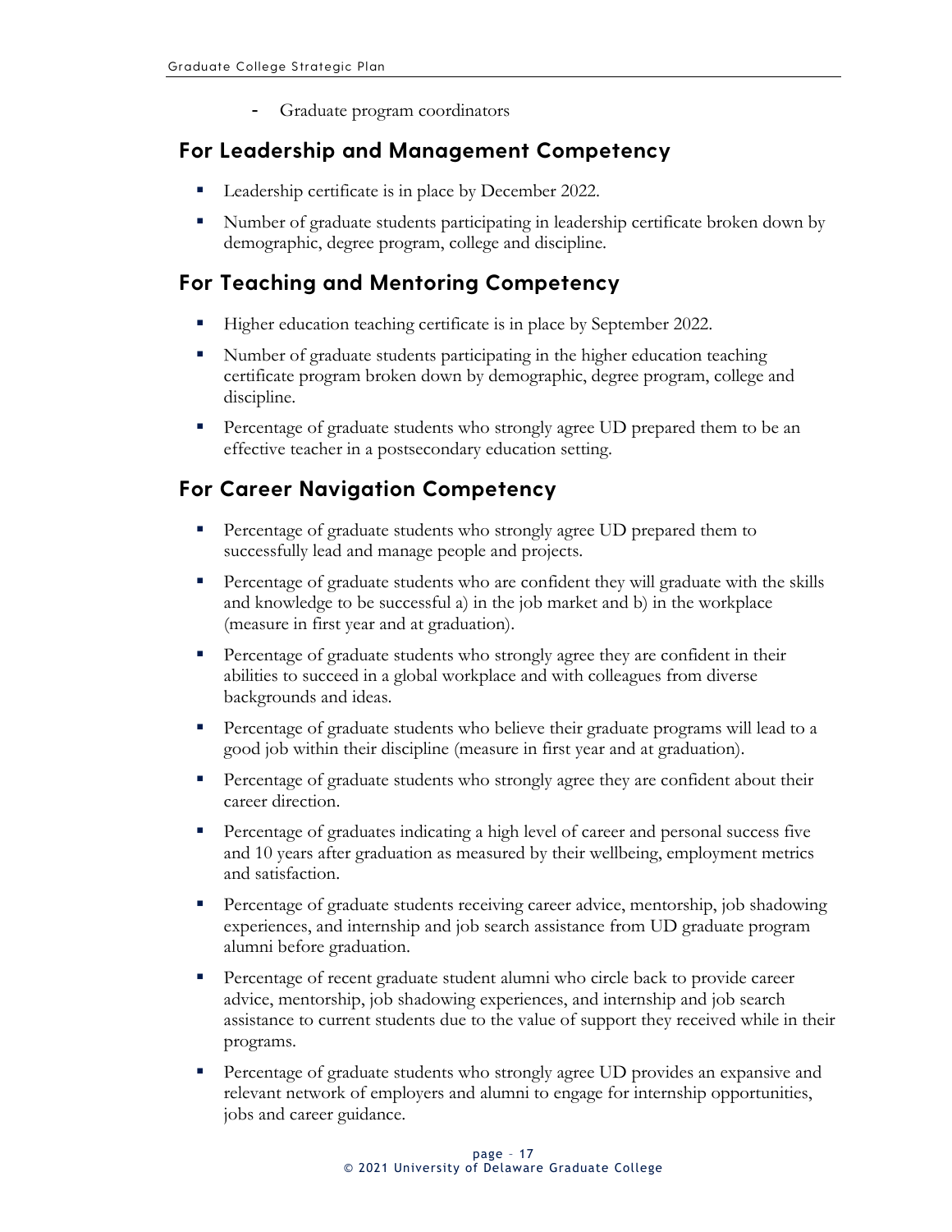- Graduate program coordinators

## For Leadership and Management Competency

- Leadership certificate is in place by December 2022.
- Number of graduate students participating in leadership certificate broken down by demographic, degree program, college and discipline.

## For Teaching and Mentoring Competency

- Higher education teaching certificate is in place by September 2022.
- Number of graduate students participating in the higher education teaching certificate program broken down by demographic, degree program, college and discipline.
- Percentage of graduate students who strongly agree UD prepared them to be an effective teacher in a postsecondary education setting.

## For Career Navigation Competency

- Percentage of graduate students who strongly agree UD prepared them to successfully lead and manage people and projects.
- Percentage of graduate students who are confident they will graduate with the skills and knowledge to be successful a) in the job market and b) in the workplace (measure in first year and at graduation).
- Percentage of graduate students who strongly agree they are confident in their abilities to succeed in a global workplace and with colleagues from diverse backgrounds and ideas.
- Percentage of graduate students who believe their graduate programs will lead to a good job within their discipline (measure in first year and at graduation).
- Percentage of graduate students who strongly agree they are confident about their career direction.
- Percentage of graduates indicating a high level of career and personal success five and 10 years after graduation as measured by their wellbeing, employment metrics and satisfaction.
- Percentage of graduate students receiving career advice, mentorship, job shadowing experiences, and internship and job search assistance from UD graduate program alumni before graduation.
- Percentage of recent graduate student alumni who circle back to provide career advice, mentorship, job shadowing experiences, and internship and job search assistance to current students due to the value of support they received while in their programs.
- Percentage of graduate students who strongly agree UD provides an expansive and relevant network of employers and alumni to engage for internship opportunities, jobs and career guidance.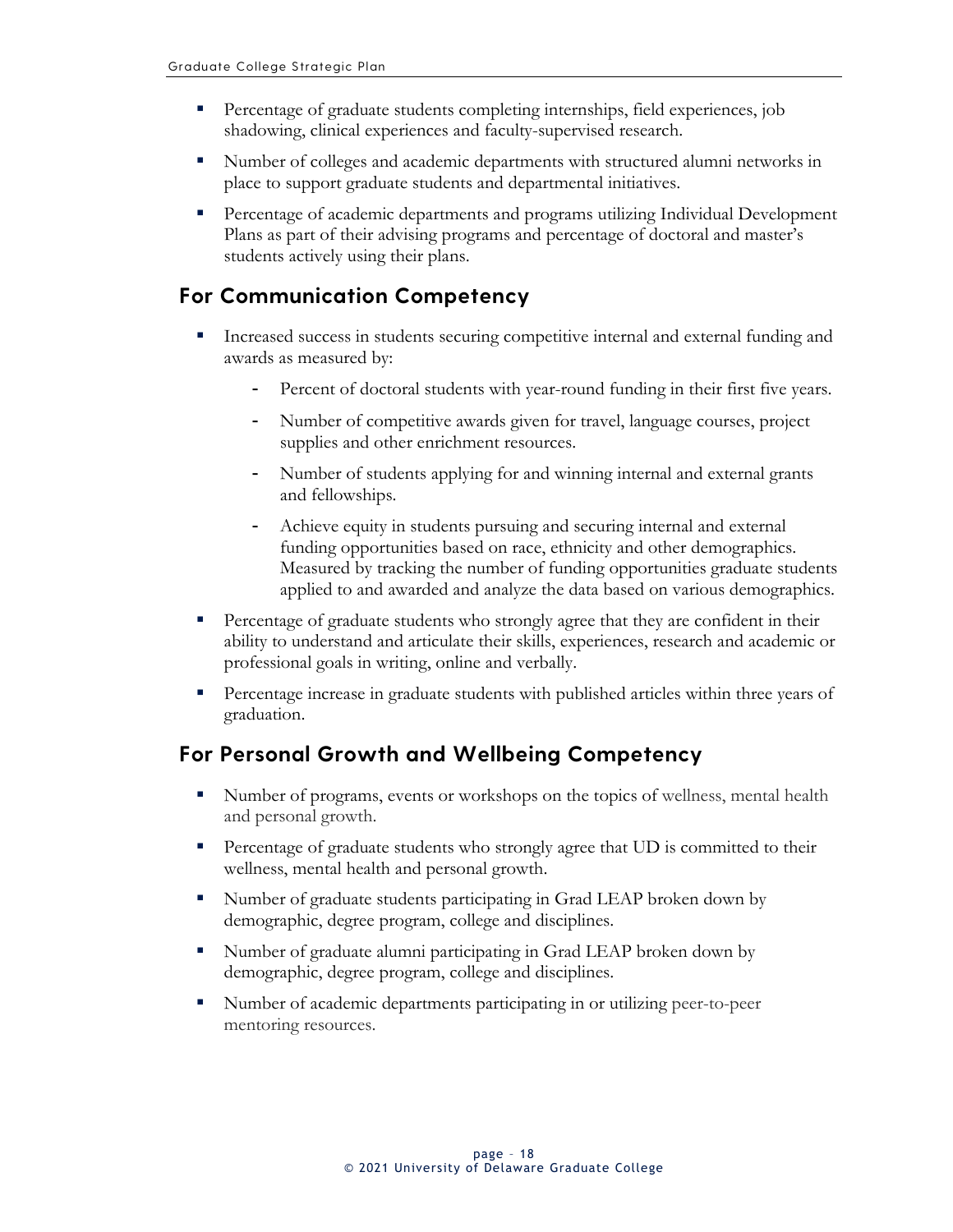- Percentage of graduate students completing internships, field experiences, job shadowing, clinical experiences and faculty-supervised research.
- Number of colleges and academic departments with structured alumni networks in place to support graduate students and departmental initiatives.
- Percentage of academic departments and programs utilizing Individual Development Plans as part of their advising programs and percentage of doctoral and master's students actively using their plans.

## For Communication Competency

- Increased success in students securing competitive internal and external funding and awards as measured by:
  - Percent of doctoral students with year-round funding in their first five years.
  - Number of competitive awards given for travel, language courses, project supplies and other enrichment resources.
  - Number of students applying for and winning internal and external grants and fellowships.
  - Achieve equity in students pursuing and securing internal and external funding opportunities based on race, ethnicity and other demographics. Measured by tracking the number of funding opportunities graduate students applied to and awarded and analyze the data based on various demographics.
- Percentage of graduate students who strongly agree that they are confident in their ability to understand and articulate their skills, experiences, research and academic or professional goals in writing, online and verbally.
- Percentage increase in graduate students with published articles within three years of graduation.

## For Personal Growth and Wellbeing Competency

- Number of programs, events or workshops on the topics of wellness, mental health and personal growth.
- Percentage of graduate students who strongly agree that UD is committed to their wellness, mental health and personal growth.
- Number of graduate students participating in Grad LEAP broken down by demographic, degree program, college and disciplines.
- Number of graduate alumni participating in Grad LEAP broken down by demographic, degree program, college and disciplines.
- Number of academic departments participating in or utilizing peer-to-peer mentoring resources.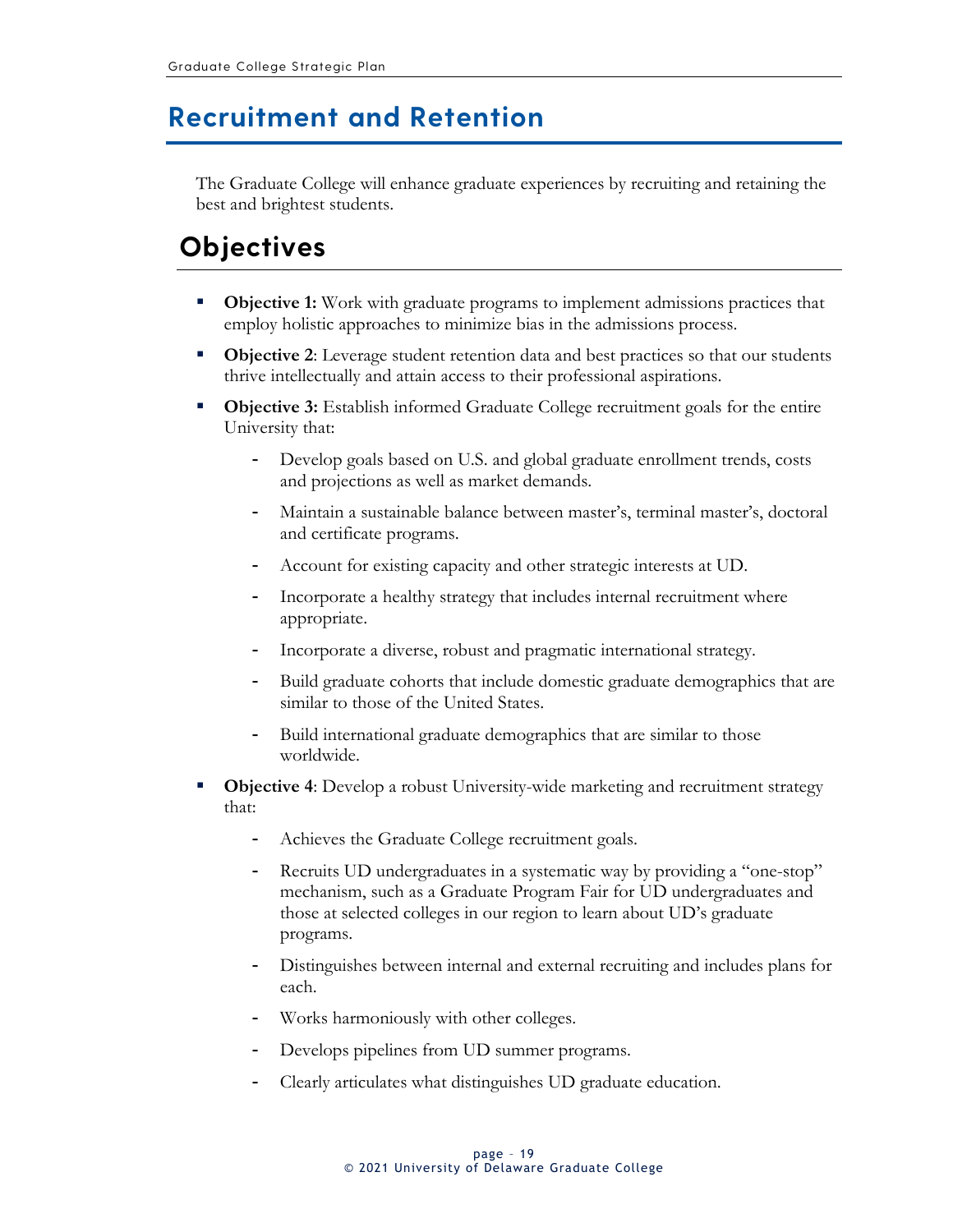# Recruitment and Retention

The Graduate College will enhance graduate experiences by recruiting and retaining the best and brightest students.

## Objectives

- **Objective 1:** Work with graduate programs to implement admissions practices that employ holistic approaches to minimize bias in the admissions process.
- **Objective 2**: Leverage student retention data and best practices so that our students thrive intellectually and attain access to their professional aspirations.
- **Objective 3:** Establish informed Graduate College recruitment goals for the entire University that:
    - Develop goals based on U.S. and global graduate enrollment trends, costs and projections as well as market demands.
    - Maintain a sustainable balance between master's, terminal master's, doctoral and certificate programs.
    - Account for existing capacity and other strategic interests at UD.
    - Incorporate a healthy strategy that includes internal recruitment where appropriate.
    - Incorporate a diverse, robust and pragmatic international strategy.
    - Build graduate cohorts that include domestic graduate demographics that are similar to those of the United States.
    - Build international graduate demographics that are similar to those worldwide.
- **Objective 4**: Develop a robust University-wide marketing and recruitment strategy that:
    - Achieves the Graduate College recruitment goals.
    - Recruits UD undergraduates in a systematic way by providing a "one-stop" mechanism, such as a Graduate Program Fair for UD undergraduates and those at selected colleges in our region to learn about UD's graduate programs.
    - Distinguishes between internal and external recruiting and includes plans for each.
    - Works harmoniously with other colleges.
    - Develops pipelines from UD summer programs.
    - Clearly articulates what distinguishes UD graduate education.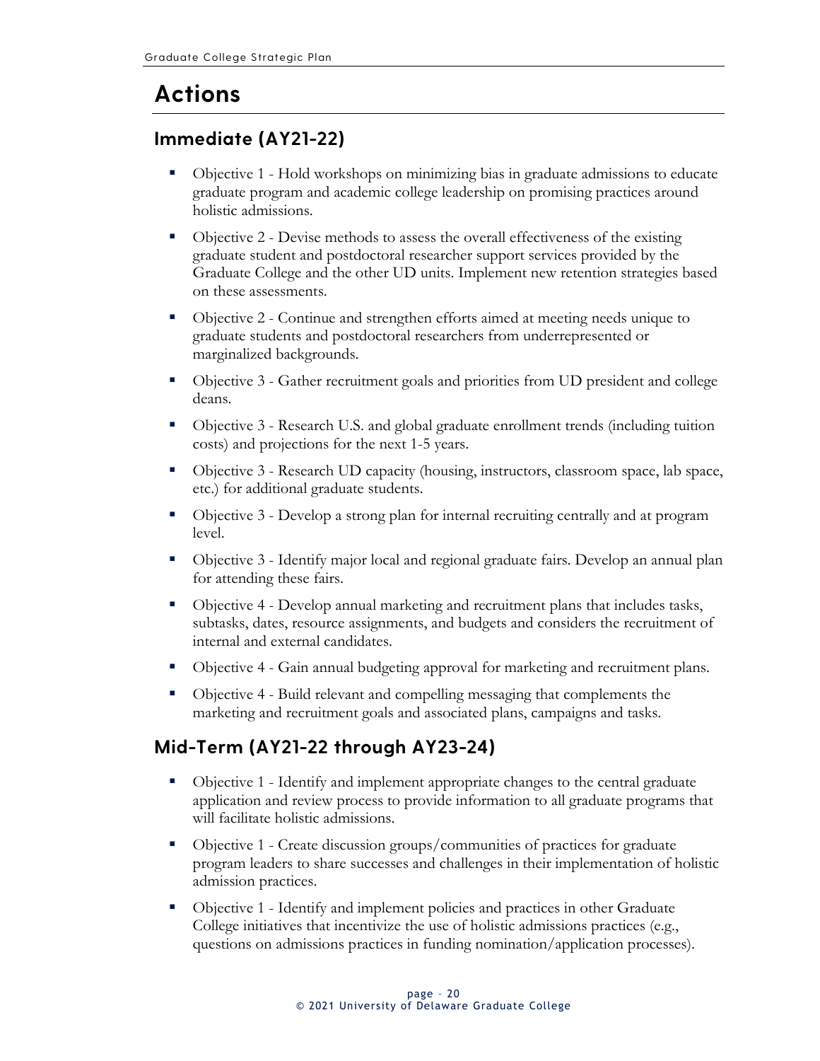# Actions

## Immediate (AY21-22)

- Objective 1 - Hold workshops on minimizing bias in graduate admissions to educate graduate program and academic college leadership on promising practices around holistic admissions.
- Objective 2 - Devise methods to assess the overall effectiveness of the existing graduate student and postdoctoral researcher support services provided by the Graduate College and the other UD units. Implement new retention strategies based on these assessments.
- Objective 2 - Continue and strengthen efforts aimed at meeting needs unique to graduate students and postdoctoral researchers from underrepresented or marginalized backgrounds.
- Objective 3 - Gather recruitment goals and priorities from UD president and college deans.
- Objective 3 - Research U.S. and global graduate enrollment trends (including tuition costs) and projections for the next 1-5 years.
- Objective 3 - Research UD capacity (housing, instructors, classroom space, lab space, etc.) for additional graduate students.
- Objective 3 - Develop a strong plan for internal recruiting centrally and at program level.
- Objective 3 - Identify major local and regional graduate fairs. Develop an annual plan for attending these fairs.
- Objective 4 - Develop annual marketing and recruitment plans that includes tasks, subtasks, dates, resource assignments, and budgets and considers the recruitment of internal and external candidates.
- Objective 4 - Gain annual budgeting approval for marketing and recruitment plans.
- Objective 4 - Build relevant and compelling messaging that complements the marketing and recruitment goals and associated plans, campaigns and tasks.

## Mid-Term (AY21-22 through AY23-24)

- Objective 1 - Identify and implement appropriate changes to the central graduate application and review process to provide information to all graduate programs that will facilitate holistic admissions.
- Objective 1 - Create discussion groups/communities of practices for graduate program leaders to share successes and challenges in their implementation of holistic admission practices.
- Objective 1 - Identify and implement policies and practices in other Graduate College initiatives that incentivize the use of holistic admissions practices (e.g., questions on admissions practices in funding nomination/application processes).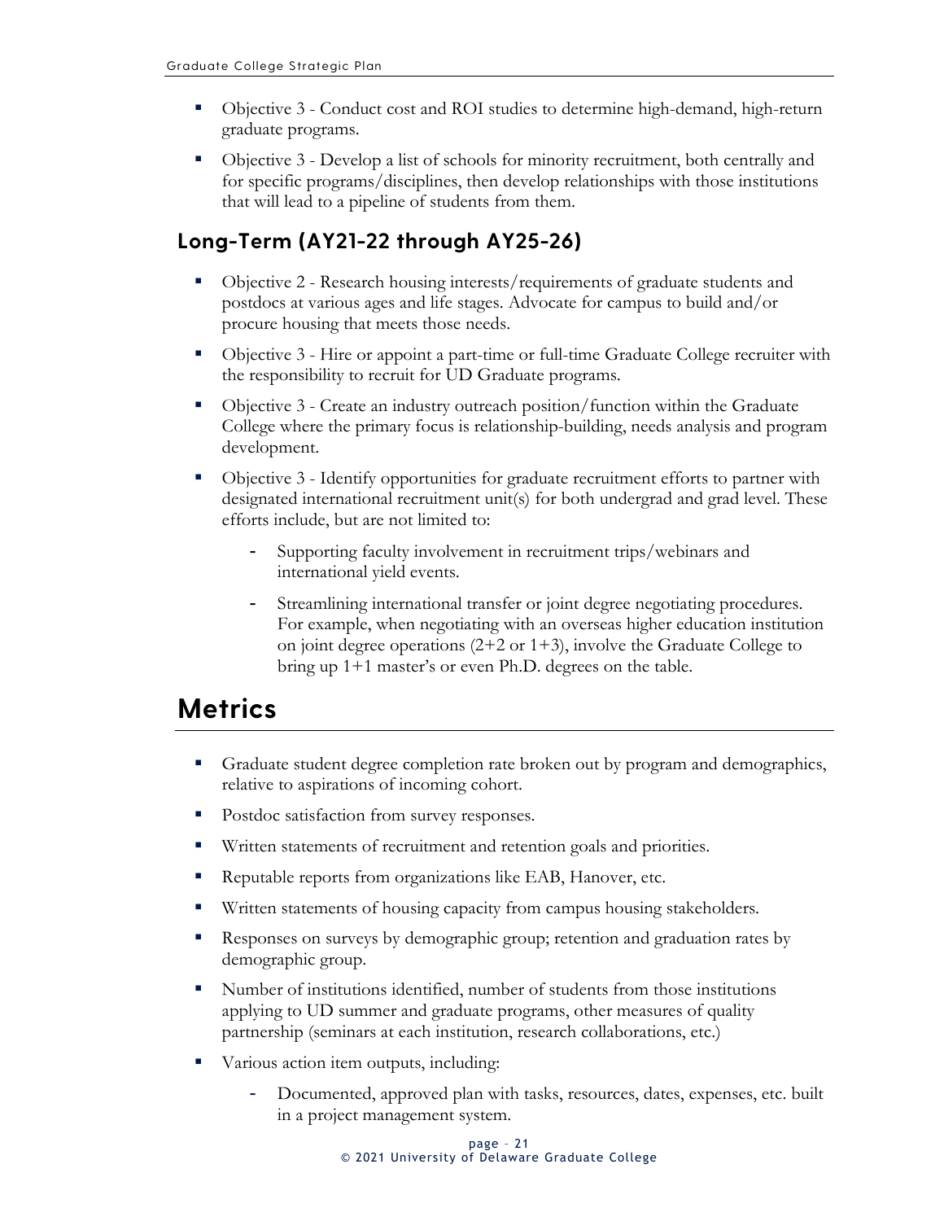- Objective 3 - Conduct cost and ROI studies to determine high-demand, high-return graduate programs.
- Objective 3 - Develop a list of schools for minority recruitment, both centrally and for specific programs/disciplines, then develop relationships with those institutions that will lead to a pipeline of students from them.

### Long-Term (AY21-22 through AY25-26)

- Objective 2 - Research housing interests/requirements of graduate students and postdocs at various ages and life stages. Advocate for campus to build and/or procure housing that meets those needs.
- Objective 3 - Hire or appoint a part-time or full-time Graduate College recruiter with the responsibility to recruit for UD Graduate programs.
- Objective 3 - Create an industry outreach position/function within the Graduate College where the primary focus is relationship-building, needs analysis and program development.
- Objective 3 - Identify opportunities for graduate recruitment efforts to partner with designated international recruitment unit(s) for both undergrad and grad level. These efforts include, but are not limited to:
  - Supporting faculty involvement in recruitment trips/webinars and international yield events.
  - Streamlining international transfer or joint degree negotiating procedures. For example, when negotiating with an overseas higher education institution on joint degree operations (2+2 or 1+3), involve the Graduate College to bring up 1+1 master's or even Ph.D. degrees on the table.

## Metrics

- Graduate student degree completion rate broken out by program and demographics, relative to aspirations of incoming cohort.
- Postdoc satisfaction from survey responses.
- Written statements of recruitment and retention goals and priorities.
- Reputable reports from organizations like EAB, Hanover, etc.
- Written statements of housing capacity from campus housing stakeholders.
- Responses on surveys by demographic group; retention and graduation rates by demographic group.
- Number of institutions identified, number of students from those institutions applying to UD summer and graduate programs, other measures of quality partnership (seminars at each institution, research collaborations, etc.)
- Various action item outputs, including:
  - Documented, approved plan with tasks, resources, dates, expenses, etc. built in a project management system.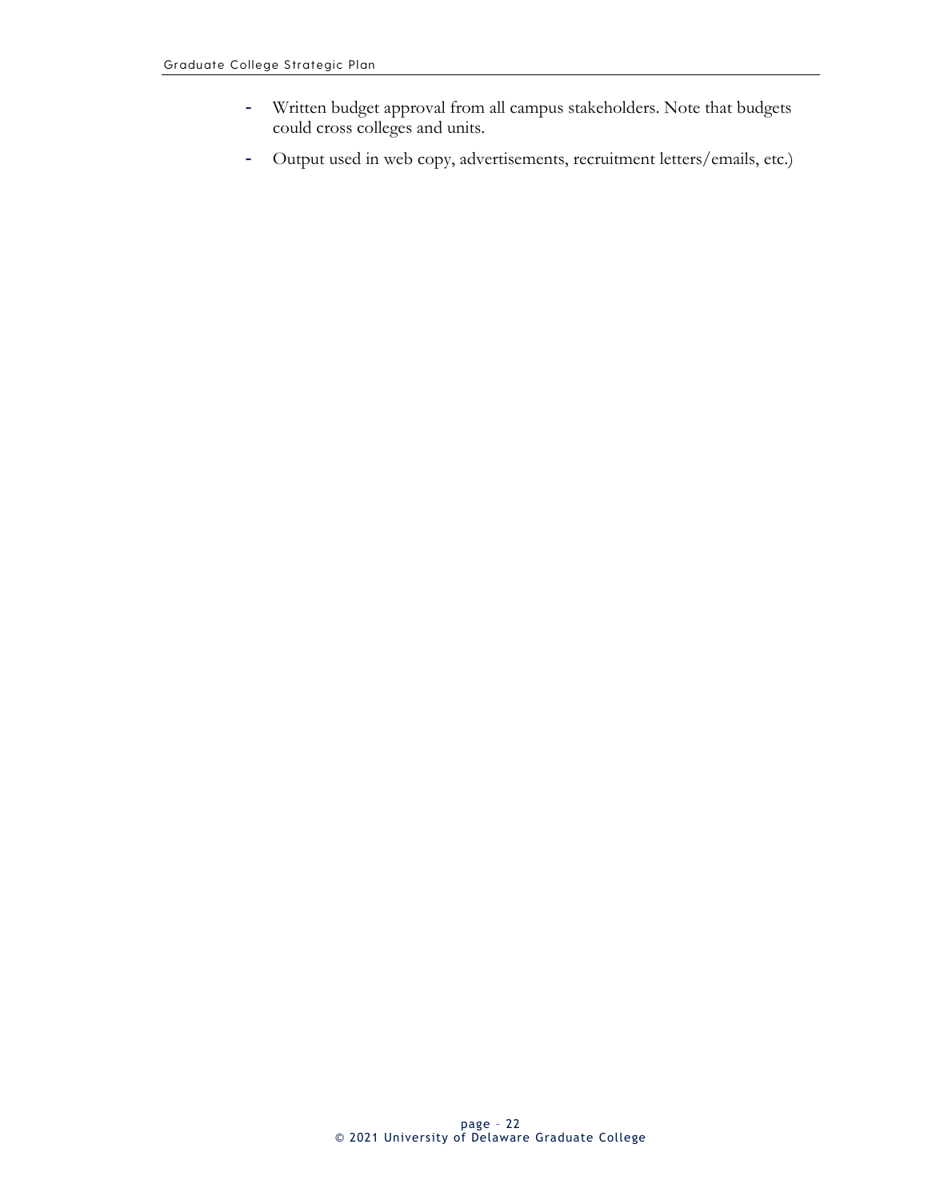- Written budget approval from all campus stakeholders. Note that budgets could cross colleges and units.
- Output used in web copy, advertisements, recruitment letters/emails, etc.)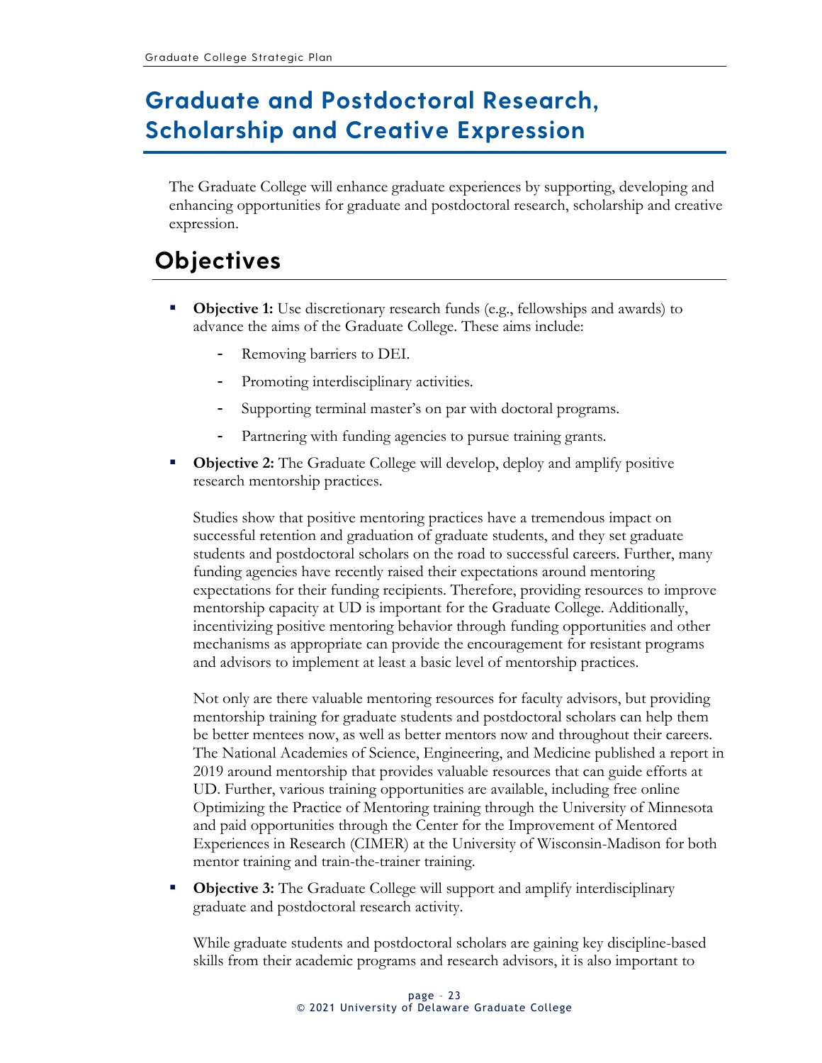# Graduate and Postdoctoral Research, Scholarship and Creative Expression

The Graduate College will enhance graduate experiences by supporting, developing and enhancing opportunities for graduate and postdoctoral research, scholarship and creative expression.

## Objectives

- **Objective 1:** Use discretionary research funds (e.g., fellowships and awards) to advance the aims of the Graduate College. These aims include:
  - Removing barriers to DEI.
  - Promoting interdisciplinary activities.
  - Supporting terminal master's on par with doctoral programs.
  - Partnering with funding agencies to pursue training grants.
- **Objective 2:** The Graduate College will develop, deploy and amplify positive research mentorship practices.

  Studies show that positive mentoring practices have a tremendous impact on successful retention and graduation of graduate students, and they set graduate students and postdoctoral scholars on the road to successful careers. Further, many funding agencies have recently raised their expectations around mentoring expectations for their funding recipients. Therefore, providing resources to improve mentorship capacity at UD is important for the Graduate College. Additionally, incentivizing positive mentoring behavior through funding opportunities and other mechanisms as appropriate can provide the encouragement for resistant programs and advisors to implement at least a basic level of mentorship practices.

  Not only are there valuable mentoring resources for faculty advisors, but providing mentorship training for graduate students and postdoctoral scholars can help them be better mentees now, as well as better mentors now and throughout their careers. The National Academies of Science, Engineering, and Medicine published a report in 2019 around mentorship that provides valuable resources that can guide efforts at UD. Further, various training opportunities are available, including free online Optimizing the Practice of Mentoring training through the University of Minnesota and paid opportunities through the Center for the Improvement of Mentored Experiences in Research (CIMER) at the University of Wisconsin-Madison for both mentor training and train-the-trainer training.
- **Objective 3:** The Graduate College will support and amplify interdisciplinary graduate and postdoctoral research activity.

  While graduate students and postdoctoral scholars are gaining key discipline-based skills from their academic programs and research advisors, it is also important to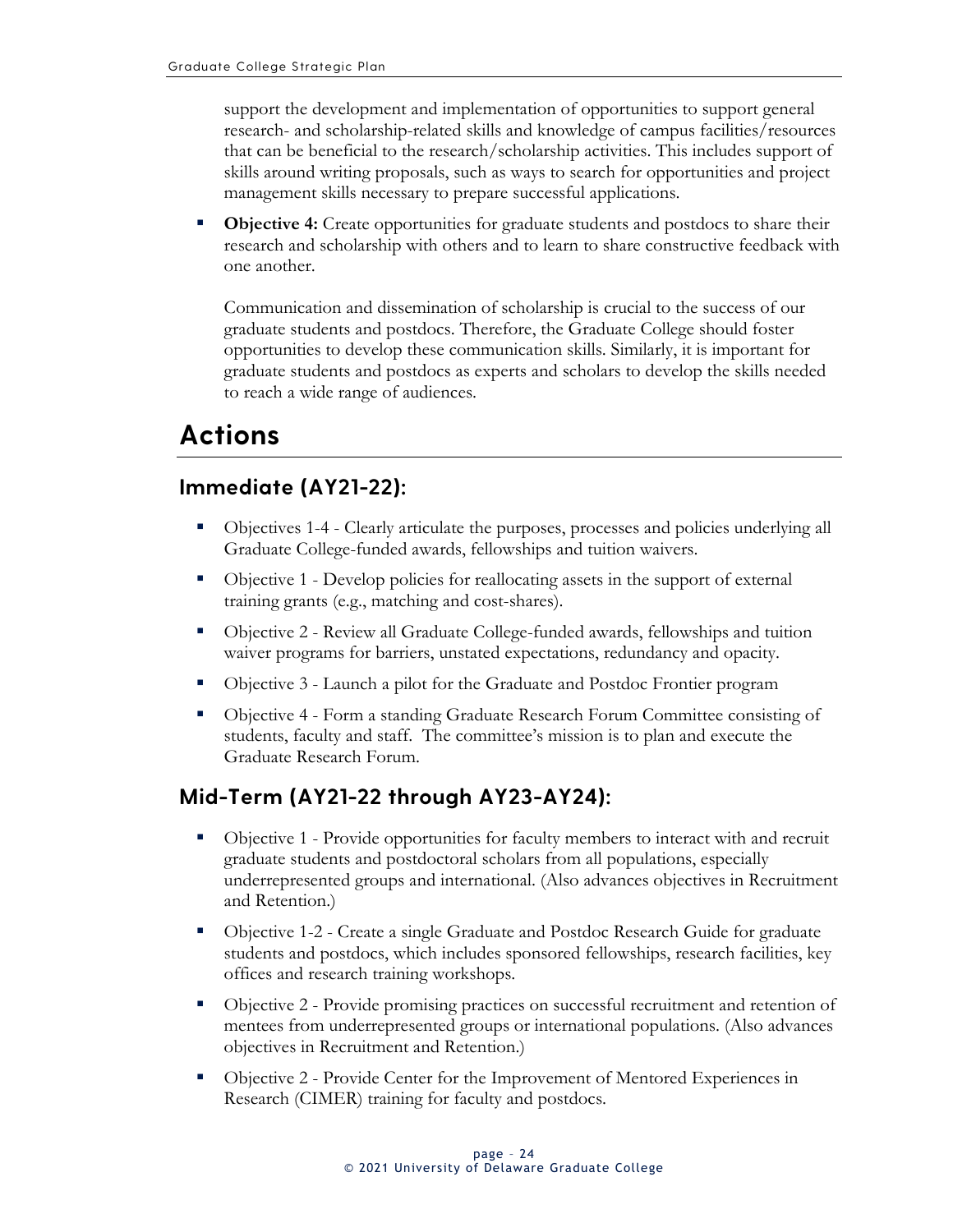support the development and implementation of opportunities to support general research- and scholarship-related skills and knowledge of campus facilities/resources that can be beneficial to the research/scholarship activities. This includes support of skills around writing proposals, such as ways to search for opportunities and project management skills necessary to prepare successful applications.

- **Objective 4:** Create opportunities for graduate students and postdocs to share their research and scholarship with others and to learn to share constructive feedback with one another.

  Communication and dissemination of scholarship is crucial to the success of our graduate students and postdocs. Therefore, the Graduate College should foster opportunities to develop these communication skills. Similarly, it is important for graduate students and postdocs as experts and scholars to develop the skills needed to reach a wide range of audiences.

# Actions

## Immediate (AY21-22):

- Objectives 1-4 - Clearly articulate the purposes, processes and policies underlying all Graduate College-funded awards, fellowships and tuition waivers.
- Objective 1 - Develop policies for reallocating assets in the support of external training grants (e.g., matching and cost-shares).
- Objective 2 - Review all Graduate College-funded awards, fellowships and tuition waiver programs for barriers, unstated expectations, redundancy and opacity.
- Objective 3 - Launch a pilot for the Graduate and Postdoc Frontier program
- Objective 4 - Form a standing Graduate Research Forum Committee consisting of students, faculty and staff. The committee's mission is to plan and execute the Graduate Research Forum.

## Mid-Term (AY21-22 through AY23-AY24):

- Objective 1 - Provide opportunities for faculty members to interact with and recruit graduate students and postdoctoral scholars from all populations, especially underrepresented groups and international. (Also advances objectives in Recruitment and Retention.)
- Objective 1-2 - Create a single Graduate and Postdoc Research Guide for graduate students and postdocs, which includes sponsored fellowships, research facilities, key offices and research training workshops.
- Objective 2 - Provide promising practices on successful recruitment and retention of mentees from underrepresented groups or international populations. (Also advances objectives in Recruitment and Retention.)
- Objective 2 - Provide Center for the Improvement of Mentored Experiences in Research (CIMER) training for faculty and postdocs.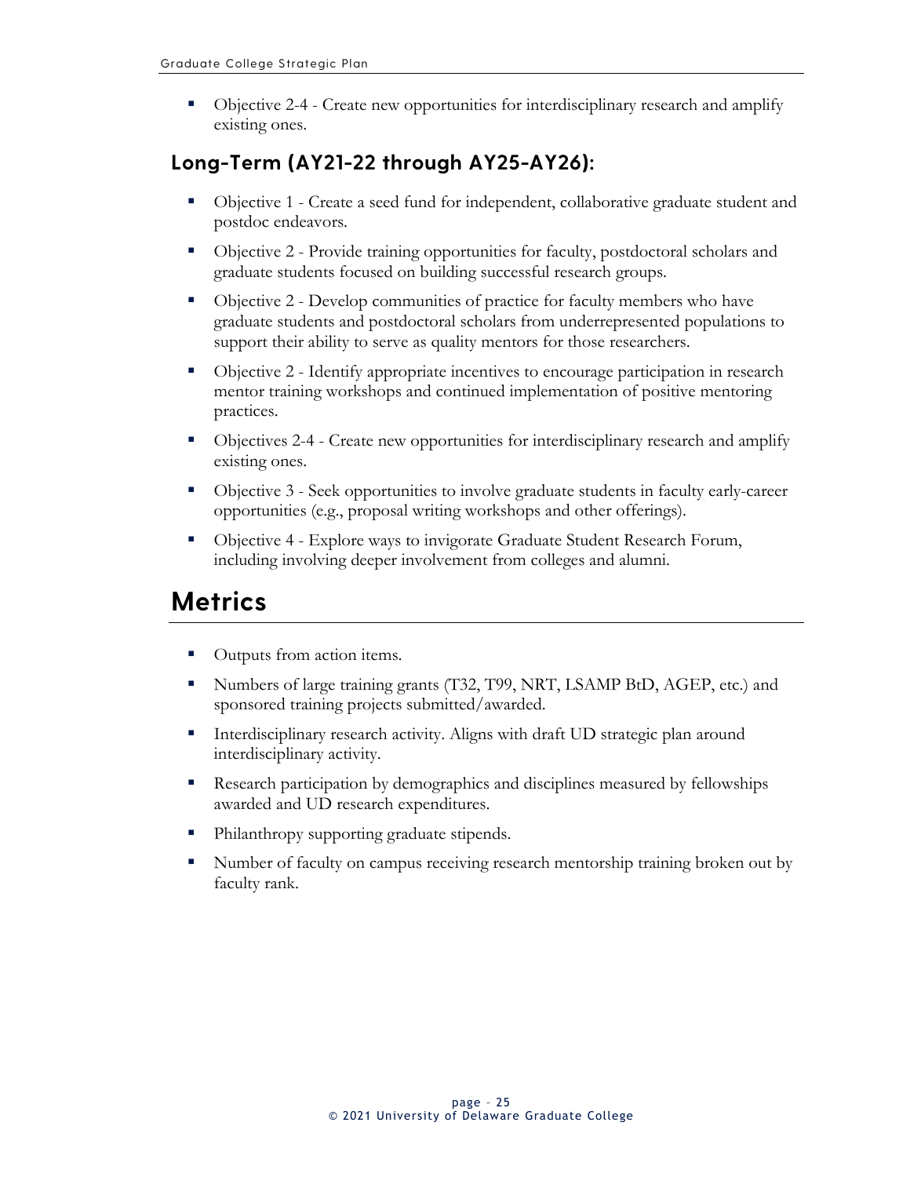- Objective 2-4 - Create new opportunities for interdisciplinary research and amplify existing ones.

### Long-Term (AY21-22 through AY25-AY26):

- Objective 1 - Create a seed fund for independent, collaborative graduate student and postdoc endeavors.
- Objective 2 - Provide training opportunities for faculty, postdoctoral scholars and graduate students focused on building successful research groups.
- Objective 2 - Develop communities of practice for faculty members who have graduate students and postdoctoral scholars from underrepresented populations to support their ability to serve as quality mentors for those researchers.
- Objective 2 - Identify appropriate incentives to encourage participation in research mentor training workshops and continued implementation of positive mentoring practices.
- Objectives 2-4 - Create new opportunities for interdisciplinary research and amplify existing ones.
- Objective 3 - Seek opportunities to involve graduate students in faculty early-career opportunities (e.g., proposal writing workshops and other offerings).
- Objective 4 - Explore ways to invigorate Graduate Student Research Forum, including involving deeper involvement from colleges and alumni.

## Metrics

- Outputs from action items.
- Numbers of large training grants (T32, T99, NRT, LSAMP BtD, AGEP, etc.) and sponsored training projects submitted/awarded.
- Interdisciplinary research activity. Aligns with draft UD strategic plan around interdisciplinary activity.
- Research participation by demographics and disciplines measured by fellowships awarded and UD research expenditures.
- Philanthropy supporting graduate stipends.
- Number of faculty on campus receiving research mentorship training broken out by faculty rank.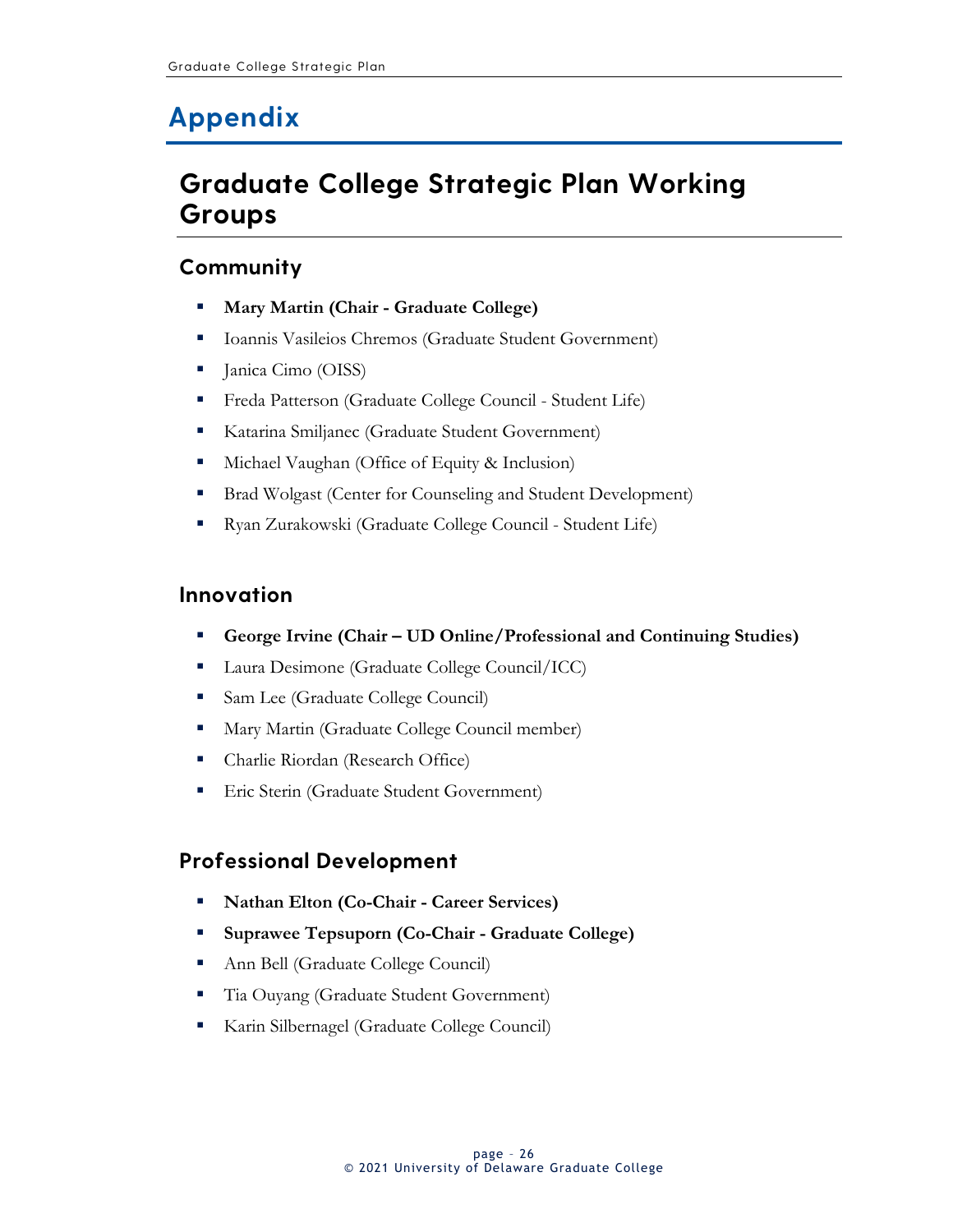# Appendix

## Graduate College Strategic Plan Working Groups

### Community

- **Mary Martin (Chair - Graduate College)**
- Ioannis Vasileios Chremos (Graduate Student Government)
- Janica Cimo (OISS)
- Freda Patterson (Graduate College Council - Student Life)
- Katarina Smiljanec (Graduate Student Government)
- Michael Vaughan (Office of Equity & Inclusion)
- Brad Wolgast (Center for Counseling and Student Development)
- Ryan Zurakowski (Graduate College Council - Student Life)

### Innovation

- **George Irvine (Chair – UD Online/Professional and Continuing Studies)**
- Laura Desimone (Graduate College Council/ICC)
- Sam Lee (Graduate College Council)
- Mary Martin (Graduate College Council member)
- Charlie Riordan (Research Office)
- Eric Sterin (Graduate Student Government)

### Professional Development

- **Nathan Elton (Co-Chair - Career Services)**
- **Suprawee Tepsuporn (Co-Chair - Graduate College)**
- Ann Bell (Graduate College Council)
- Tia Ouyang (Graduate Student Government)
- Karin Silbernagel (Graduate College Council)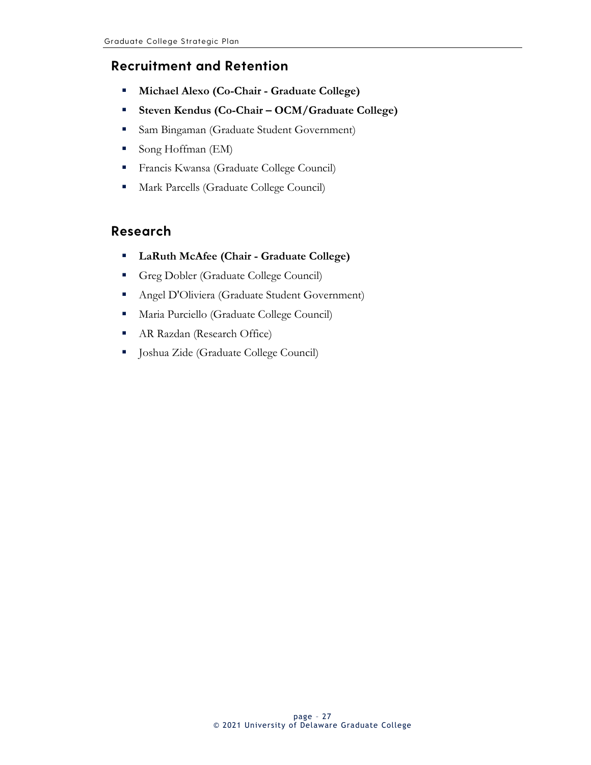## Recruitment and Retention

- **Michael Alexo (Co-Chair - Graduate College)**
- **Steven Kendus (Co-Chair – OCM/Graduate College)**
- Sam Bingaman (Graduate Student Government)
- Song Hoffman (EM)
- Francis Kwansa (Graduate College Council)
- Mark Parcells (Graduate College Council)

## Research

- **LaRuth McAfee (Chair - Graduate College)**
- Greg Dobler (Graduate College Council)
- Angel D'Oliviera (Graduate Student Government)
- Maria Purciello (Graduate College Council)
- AR Razdan (Research Office)
- Joshua Zide (Graduate College Council)